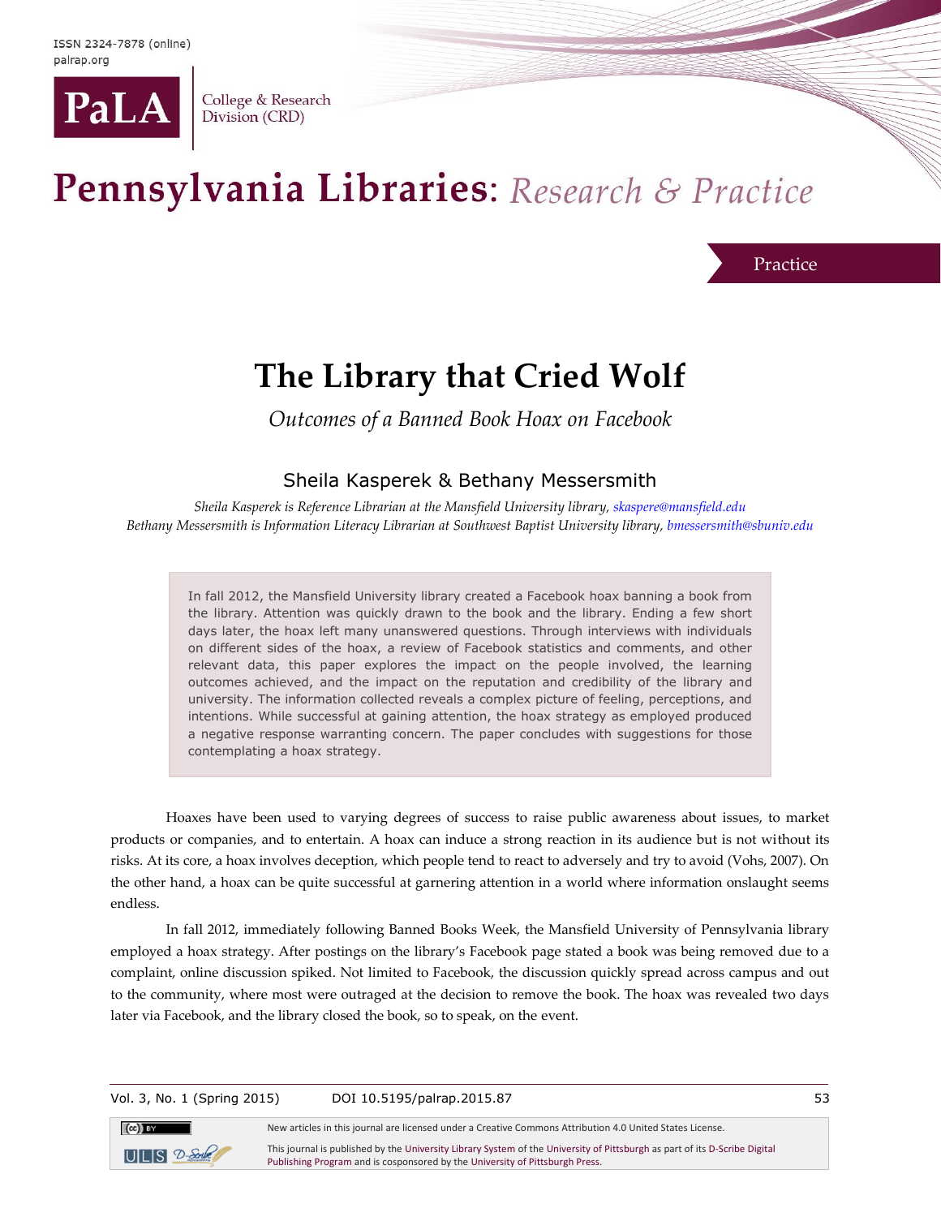# The Library that Cried Wolf

*Outcomes of a Banned Book Hoax on Facebook*

## Sheila Kasperek & Bethany Messersmith

*Sheila Kasperek is Reference Librarian at the Mansfield University library, skaspere@mansfield.edu*
*Bethany Messersmith is Information Literacy Librarian at Southwest Baptist University library, bmessersmith@sbuniv.edu*

In fall 2012, the Mansfield University library created a Facebook hoax banning a book from the library. Attention was quickly drawn to the book and the library. Ending a few short days later, the hoax left many unanswered questions. Through interviews with individuals on different sides of the hoax, a review of Facebook statistics and comments, and other relevant data, this paper explores the impact on the people involved, the learning outcomes achieved, and the impact on the reputation and credibility of the library and university. The information collected reveals a complex picture of feeling, perceptions, and intentions. While successful at gaining attention, the hoax strategy as employed produced a negative response warranting concern. The paper concludes with suggestions for those contemplating a hoax strategy.

Hoaxes have been used to varying degrees of success to raise public awareness about issues, to market products or companies, and to entertain. A hoax can induce a strong reaction in its audience but is not without its risks. At its core, a hoax involves deception, which people tend to react to adversely and try to avoid (Vohs, 2007). On the other hand, a hoax can be quite successful at garnering attention in a world where information onslaught seems endless.

In fall 2012, immediately following Banned Books Week, the Mansfield University of Pennsylvania library employed a hoax strategy. After postings on the library's Facebook page stated a book was being removed due to a complaint, online discussion spiked. Not limited to Facebook, the discussion quickly spread across campus and out to the community, where most were outraged at the decision to remove the book. The hoax was revealed two days later via Facebook, and the library closed the book, so to speak, on the event.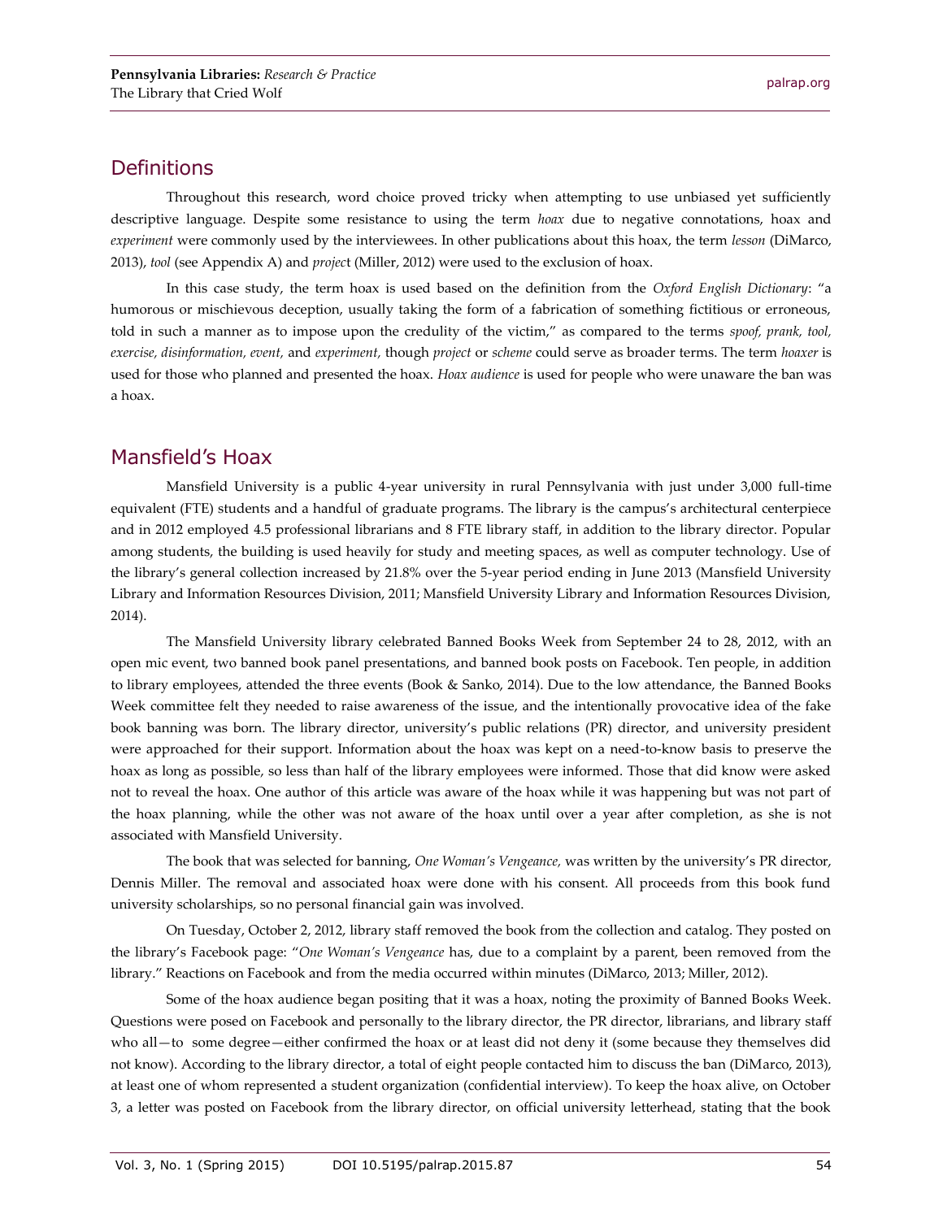## Definitions

Throughout this research, word choice proved tricky when attempting to use unbiased yet sufficiently descriptive language. Despite some resistance to using the term *hoax* due to negative connotations, hoax and *experiment* were commonly used by the interviewees. In other publications about this hoax, the term *lesson* (DiMarco, 2013), *tool* (see Appendix A) and *project* (Miller, 2012) were used to the exclusion of hoax.

In this case study, the term hoax is used based on the definition from the *Oxford English Dictionary*: "a humorous or mischievous deception, usually taking the form of a fabrication of something fictitious or erroneous, told in such a manner as to impose upon the credulity of the victim," as compared to the terms *spoof, prank, tool, exercise, disinformation, event,* and *experiment,* though *project* or *scheme* could serve as broader terms. The term *hoaxer* is used for those who planned and presented the hoax. *Hoax audience* is used for people who were unaware the ban was a hoax.

## Mansfield's Hoax

Mansfield University is a public 4-year university in rural Pennsylvania with just under 3,000 full-time equivalent (FTE) students and a handful of graduate programs. The library is the campus's architectural centerpiece and in 2012 employed 4.5 professional librarians and 8 FTE library staff, in addition to the library director. Popular among students, the building is used heavily for study and meeting spaces, as well as computer technology. Use of the library's general collection increased by 21.8% over the 5-year period ending in June 2013 (Mansfield University Library and Information Resources Division, 2011; Mansfield University Library and Information Resources Division, 2014).

The Mansfield University library celebrated Banned Books Week from September 24 to 28, 2012, with an open mic event, two banned book panel presentations, and banned book posts on Facebook. Ten people, in addition to library employees, attended the three events (Book & Sanko, 2014). Due to the low attendance, the Banned Books Week committee felt they needed to raise awareness of the issue, and the intentionally provocative idea of the fake book banning was born. The library director, university's public relations (PR) director, and university president were approached for their support. Information about the hoax was kept on a need-to-know basis to preserve the hoax as long as possible, so less than half of the library employees were informed. Those that did know were asked not to reveal the hoax. One author of this article was aware of the hoax while it was happening but was not part of the hoax planning, while the other was not aware of the hoax until over a year after completion, as she is not associated with Mansfield University.

The book that was selected for banning, *One Woman's Vengeance,* was written by the university's PR director, Dennis Miller. The removal and associated hoax were done with his consent. All proceeds from this book fund university scholarships, so no personal financial gain was involved.

On Tuesday, October 2, 2012, library staff removed the book from the collection and catalog. They posted on the library's Facebook page: "*One Woman's Vengeance* has, due to a complaint by a parent, been removed from the library." Reactions on Facebook and from the media occurred within minutes (DiMarco, 2013; Miller, 2012).

Some of the hoax audience began positing that it was a hoax, noting the proximity of Banned Books Week. Questions were posed on Facebook and personally to the library director, the PR director, librarians, and library staff who all—to some degree—either confirmed the hoax or at least did not deny it (some because they themselves did not know). According to the library director, a total of eight people contacted him to discuss the ban (DiMarco, 2013), at least one of whom represented a student organization (confidential interview). To keep the hoax alive, on October 3, a letter was posted on Facebook from the library director, on official university letterhead, stating that the book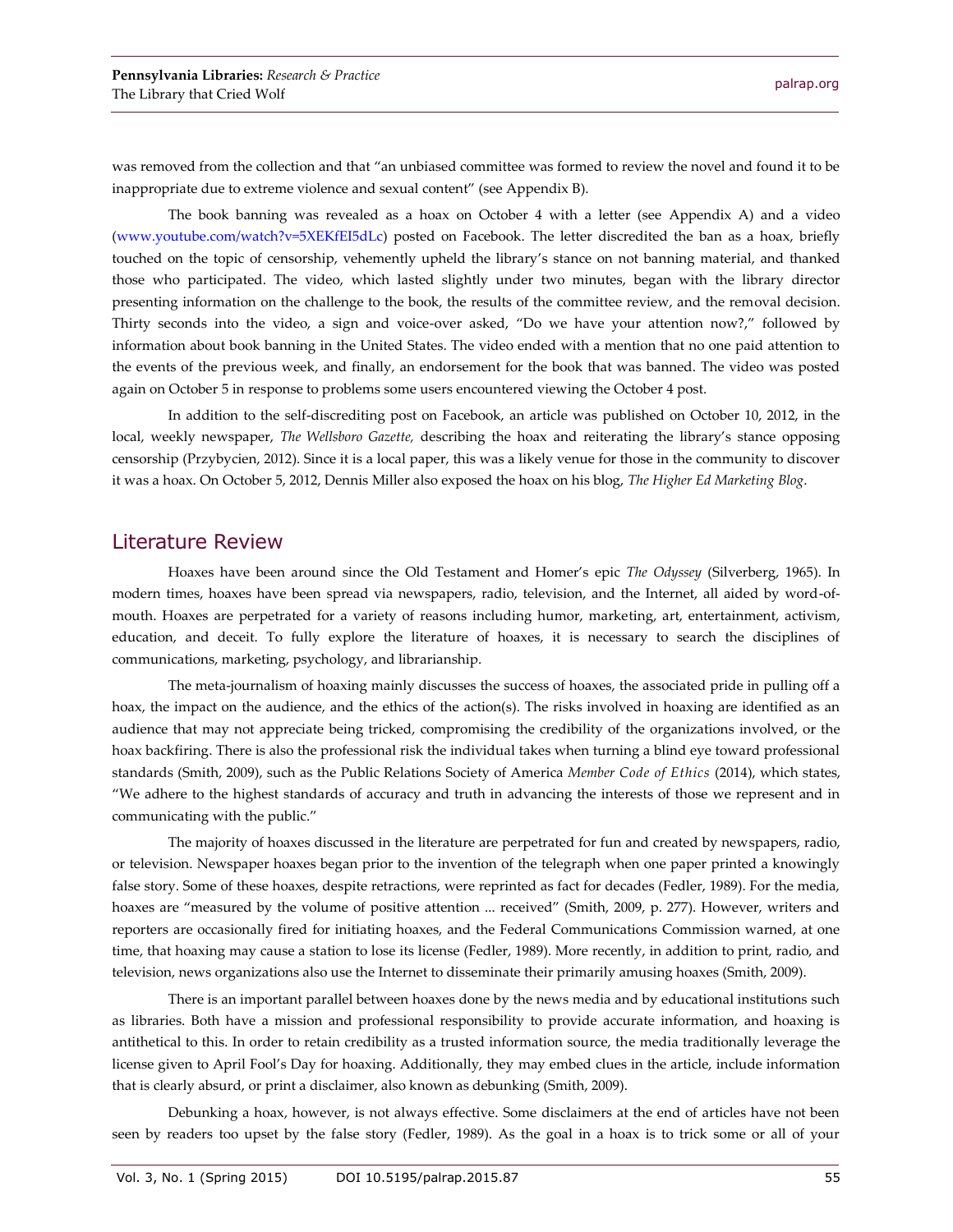was removed from the collection and that "an unbiased committee was formed to review the novel and found it to be inappropriate due to extreme violence and sexual content" (see Appendix B).

The book banning was revealed as a hoax on October 4 with a letter (see Appendix A) and a video (www.youtube.com/watch?v=5XEKfEI5dLc) posted on Facebook. The letter discredited the ban as a hoax, briefly touched on the topic of censorship, vehemently upheld the library's stance on not banning material, and thanked those who participated. The video, which lasted slightly under two minutes, began with the library director presenting information on the challenge to the book, the results of the committee review, and the removal decision. Thirty seconds into the video, a sign and voice-over asked, "Do we have your attention now?," followed by information about book banning in the United States. The video ended with a mention that no one paid attention to the events of the previous week, and finally, an endorsement for the book that was banned. The video was posted again on October 5 in response to problems some users encountered viewing the October 4 post.

In addition to the self-discrediting post on Facebook, an article was published on October 10, 2012, in the local, weekly newspaper, *The Wellsboro Gazette,* describing the hoax and reiterating the library's stance opposing censorship (Przybycien, 2012). Since it is a local paper, this was a likely venue for those in the community to discover it was a hoax. On October 5, 2012, Dennis Miller also exposed the hoax on his blog, *The Higher Ed Marketing Blog*.

## Literature Review

Hoaxes have been around since the Old Testament and Homer's epic *The Odyssey* (Silverberg, 1965). In modern times, hoaxes have been spread via newspapers, radio, television, and the Internet, all aided by word-of-mouth. Hoaxes are perpetrated for a variety of reasons including humor, marketing, art, entertainment, activism, education, and deceit. To fully explore the literature of hoaxes, it is necessary to search the disciplines of communications, marketing, psychology, and librarianship.

The meta-journalism of hoaxing mainly discusses the success of hoaxes, the associated pride in pulling off a hoax, the impact on the audience, and the ethics of the action(s). The risks involved in hoaxing are identified as an audience that may not appreciate being tricked, compromising the credibility of the organizations involved, or the hoax backfiring. There is also the professional risk the individual takes when turning a blind eye toward professional standards (Smith, 2009), such as the Public Relations Society of America *Member Code of Ethics* (2014), which states, "We adhere to the highest standards of accuracy and truth in advancing the interests of those we represent and in communicating with the public."

The majority of hoaxes discussed in the literature are perpetrated for fun and created by newspapers, radio, or television. Newspaper hoaxes began prior to the invention of the telegraph when one paper printed a knowingly false story. Some of these hoaxes, despite retractions, were reprinted as fact for decades (Fedler, 1989). For the media, hoaxes are "measured by the volume of positive attention ... received" (Smith, 2009, p. 277). However, writers and reporters are occasionally fired for initiating hoaxes, and the Federal Communications Commission warned, at one time, that hoaxing may cause a station to lose its license (Fedler, 1989). More recently, in addition to print, radio, and television, news organizations also use the Internet to disseminate their primarily amusing hoaxes (Smith, 2009).

There is an important parallel between hoaxes done by the news media and by educational institutions such as libraries. Both have a mission and professional responsibility to provide accurate information, and hoaxing is antithetical to this. In order to retain credibility as a trusted information source, the media traditionally leverage the license given to April Fool's Day for hoaxing. Additionally, they may embed clues in the article, include information that is clearly absurd, or print a disclaimer, also known as debunking (Smith, 2009).

Debunking a hoax, however, is not always effective. Some disclaimers at the end of articles have not been seen by readers too upset by the false story (Fedler, 1989). As the goal in a hoax is to trick some or all of your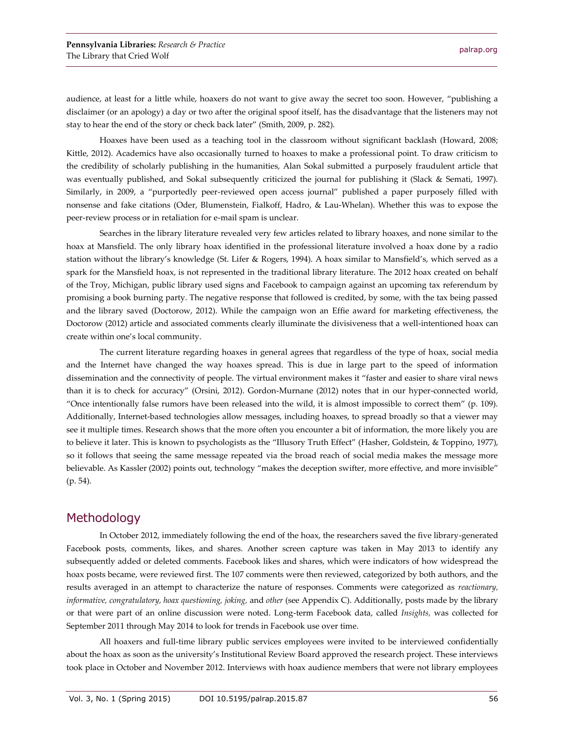audience, at least for a little while, hoaxers do not want to give away the secret too soon. However, "publishing a disclaimer (or an apology) a day or two after the original spoof itself, has the disadvantage that the listeners may not stay to hear the end of the story or check back later" (Smith, 2009, p. 282).

Hoaxes have been used as a teaching tool in the classroom without significant backlash (Howard, 2008; Kittle, 2012). Academics have also occasionally turned to hoaxes to make a professional point. To draw criticism to the credibility of scholarly publishing in the humanities, Alan Sokal submitted a purposely fraudulent article that was eventually published, and Sokal subsequently criticized the journal for publishing it (Slack & Semati, 1997). Similarly, in 2009, a "purportedly peer-reviewed open access journal" published a paper purposely filled with nonsense and fake citations (Oder, Blumenstein, Fialkoff, Hadro, & Lau-Whelan). Whether this was to expose the peer-review process or in retaliation for e-mail spam is unclear.

Searches in the library literature revealed very few articles related to library hoaxes, and none similar to the hoax at Mansfield. The only library hoax identified in the professional literature involved a hoax done by a radio station without the library's knowledge (St. Lifer & Rogers, 1994). A hoax similar to Mansfield's, which served as a spark for the Mansfield hoax, is not represented in the traditional library literature. The 2012 hoax created on behalf of the Troy, Michigan, public library used signs and Facebook to campaign against an upcoming tax referendum by promising a book burning party. The negative response that followed is credited, by some, with the tax being passed and the library saved (Doctorow, 2012). While the campaign won an Effie award for marketing effectiveness, the Doctorow (2012) article and associated comments clearly illuminate the divisiveness that a well-intentioned hoax can create within one's local community.

The current literature regarding hoaxes in general agrees that regardless of the type of hoax, social media and the Internet have changed the way hoaxes spread. This is due in large part to the speed of information dissemination and the connectivity of people. The virtual environment makes it "faster and easier to share viral news than it is to check for accuracy" (Orsini, 2012). Gordon-Murnane (2012) notes that in our hyper-connected world, "Once intentionally false rumors have been released into the wild, it is almost impossible to correct them" (p. 109). Additionally, Internet-based technologies allow messages, including hoaxes, to spread broadly so that a viewer may see it multiple times. Research shows that the more often you encounter a bit of information, the more likely you are to believe it later. This is known to psychologists as the "Illusory Truth Effect" (Hasher, Goldstein, & Toppino, 1977), so it follows that seeing the same message repeated via the broad reach of social media makes the message more believable. As Kassler (2002) points out, technology "makes the deception swifter, more effective, and more invisible" (p. 54).

## Methodology

In October 2012, immediately following the end of the hoax, the researchers saved the five library-generated Facebook posts, comments, likes, and shares. Another screen capture was taken in May 2013 to identify any subsequently added or deleted comments. Facebook likes and shares, which were indicators of how widespread the hoax posts became, were reviewed first. The 107 comments were then reviewed, categorized by both authors, and the results averaged in an attempt to characterize the nature of responses. Comments were categorized as *reactionary, informative, congratulatory, hoax questioning, joking,* and *other* (see Appendix C). Additionally, posts made by the library or that were part of an online discussion were noted. Long-term Facebook data, called *Insights,* was collected for September 2011 through May 2014 to look for trends in Facebook use over time.

All hoaxers and full-time library public services employees were invited to be interviewed confidentially about the hoax as soon as the university's Institutional Review Board approved the research project. These interviews took place in October and November 2012. Interviews with hoax audience members that were not library employees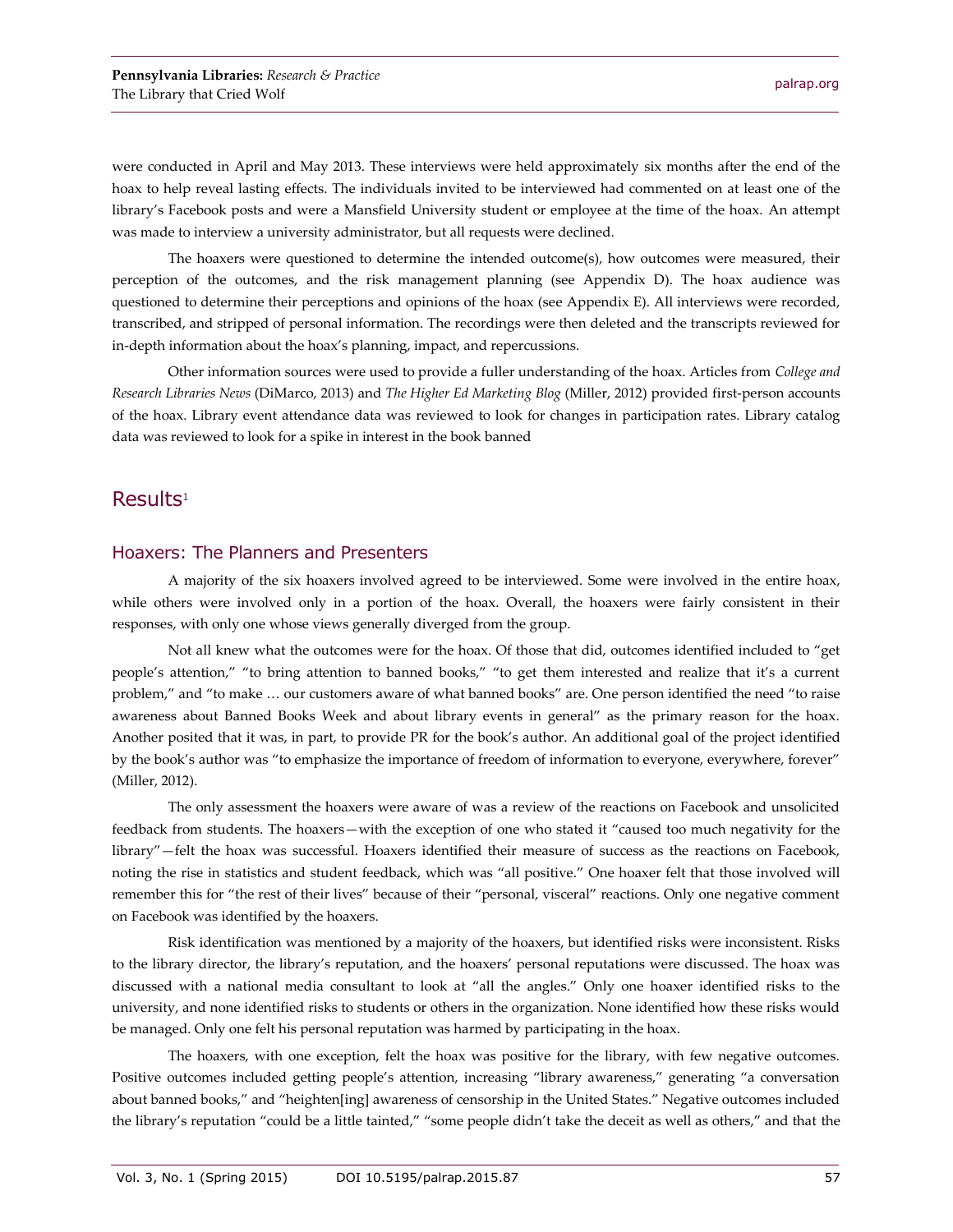were conducted in April and May 2013. These interviews were held approximately six months after the end of the hoax to help reveal lasting effects. The individuals invited to be interviewed had commented on at least one of the library's Facebook posts and were a Mansfield University student or employee at the time of the hoax. An attempt was made to interview a university administrator, but all requests were declined.

The hoaxers were questioned to determine the intended outcome(s), how outcomes were measured, their perception of the outcomes, and the risk management planning (see Appendix D). The hoax audience was questioned to determine their perceptions and opinions of the hoax (see Appendix E). All interviews were recorded, transcribed, and stripped of personal information. The recordings were then deleted and the transcripts reviewed for in-depth information about the hoax's planning, impact, and repercussions.

Other information sources were used to provide a fuller understanding of the hoax. Articles from *College and Research Libraries News* (DiMarco, 2013) and *The Higher Ed Marketing Blog* (Miller, 2012) provided first-person accounts of the hoax. Library event attendance data was reviewed to look for changes in participation rates. Library catalog data was reviewed to look for a spike in interest in the book banned

## Results[1]

### Hoaxers: The Planners and Presenters

A majority of the six hoaxers involved agreed to be interviewed. Some were involved in the entire hoax, while others were involved only in a portion of the hoax. Overall, the hoaxers were fairly consistent in their responses, with only one whose views generally diverged from the group.

Not all knew what the outcomes were for the hoax. Of those that did, outcomes identified included to "get people's attention," "to bring attention to banned books," "to get them interested and realize that it's a current problem," and "to make … our customers aware of what banned books" are. One person identified the need "to raise awareness about Banned Books Week and about library events in general" as the primary reason for the hoax. Another posited that it was, in part, to provide PR for the book's author. An additional goal of the project identified by the book's author was "to emphasize the importance of freedom of information to everyone, everywhere, forever" (Miller, 2012).

The only assessment the hoaxers were aware of was a review of the reactions on Facebook and unsolicited feedback from students. The hoaxers—with the exception of one who stated it "caused too much negativity for the library"—felt the hoax was successful. Hoaxers identified their measure of success as the reactions on Facebook, noting the rise in statistics and student feedback, which was "all positive." One hoaxer felt that those involved will remember this for "the rest of their lives" because of their "personal, visceral" reactions. Only one negative comment on Facebook was identified by the hoaxers.

Risk identification was mentioned by a majority of the hoaxers, but identified risks were inconsistent. Risks to the library director, the library's reputation, and the hoaxers' personal reputations were discussed. The hoax was discussed with a national media consultant to look at "all the angles." Only one hoaxer identified risks to the university, and none identified risks to students or others in the organization. None identified how these risks would be managed. Only one felt his personal reputation was harmed by participating in the hoax.

The hoaxers, with one exception, felt the hoax was positive for the library, with few negative outcomes. Positive outcomes included getting people's attention, increasing "library awareness," generating "a conversation about banned books," and "heighten[ing] awareness of censorship in the United States." Negative outcomes included the library's reputation "could be a little tainted," "some people didn't take the deceit as well as others," and that the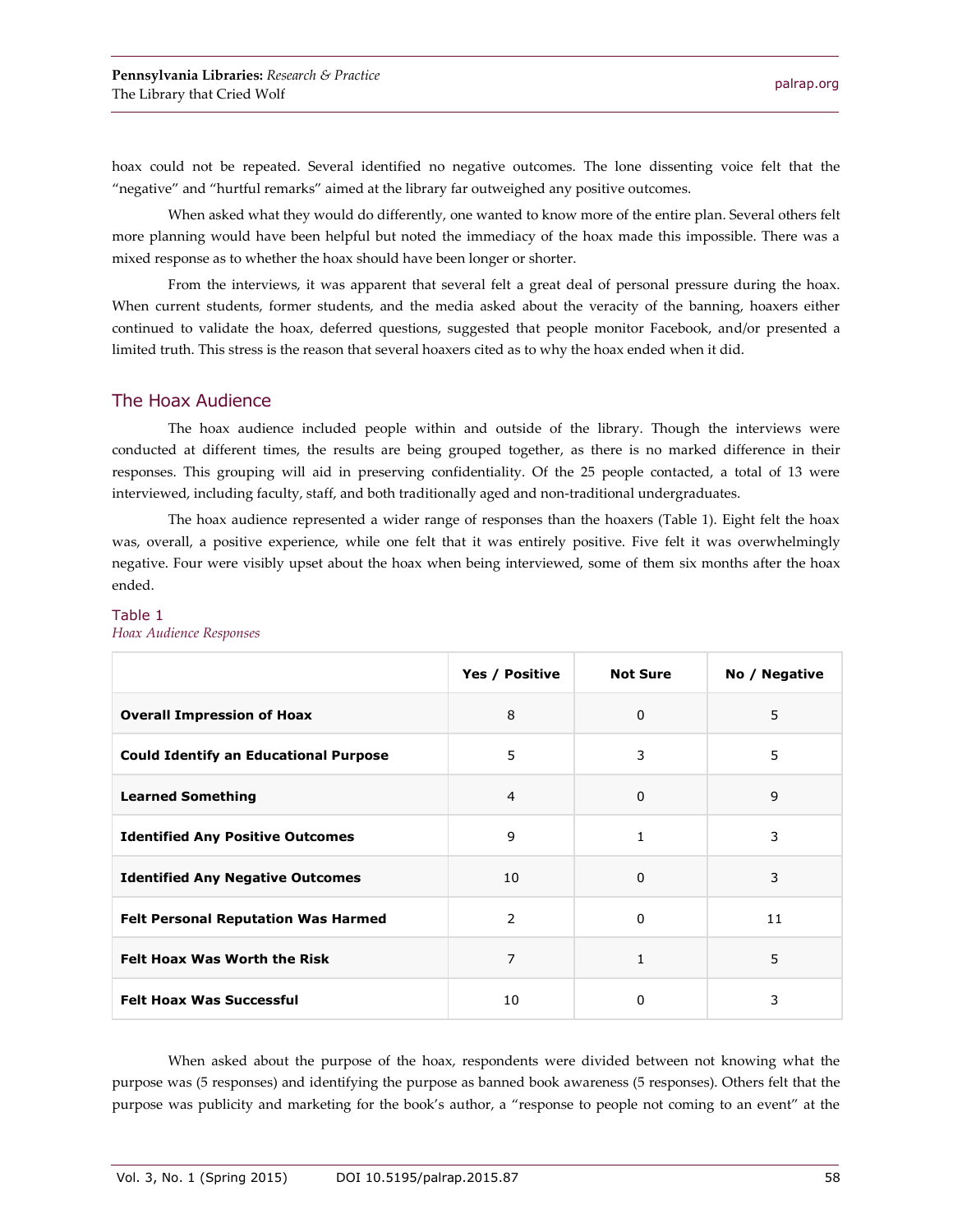hoax could not be repeated. Several identified no negative outcomes. The lone dissenting voice felt that the "negative" and "hurtful remarks" aimed at the library far outweighed any positive outcomes.

When asked what they would do differently, one wanted to know more of the entire plan. Several others felt more planning would have been helpful but noted the immediacy of the hoax made this impossible. There was a mixed response as to whether the hoax should have been longer or shorter.

From the interviews, it was apparent that several felt a great deal of personal pressure during the hoax. When current students, former students, and the media asked about the veracity of the banning, hoaxers either continued to validate the hoax, deferred questions, suggested that people monitor Facebook, and/or presented a limited truth. This stress is the reason that several hoaxers cited as to why the hoax ended when it did.

## The Hoax Audience

The hoax audience included people within and outside of the library. Though the interviews were conducted at different times, the results are being grouped together, as there is no marked difference in their responses. This grouping will aid in preserving confidentiality. Of the 25 people contacted, a total of 13 were interviewed, including faculty, staff, and both traditionally aged and non-traditional undergraduates.

The hoax audience represented a wider range of responses than the hoaxers (Table 1). Eight felt the hoax was, overall, a positive experience, while one felt that it was entirely positive. Five felt it was overwhelmingly negative. Four were visibly upset about the hoax when being interviewed, some of them six months after the hoax ended.

Table 1
*Hoax Audience Responses*

| | Yes / Positive | Not Sure | No / Negative |
|---|---|---|---|
| **Overall Impression of Hoax** | 8 | 0 | 5 |
| **Could Identify an Educational Purpose** | 5 | 3 | 5 |
| **Learned Something** | 4 | 0 | 9 |
| **Identified Any Positive Outcomes** | 9 | 1 | 3 |
| **Identified Any Negative Outcomes** | 10 | 0 | 3 |
| **Felt Personal Reputation Was Harmed** | 2 | 0 | 11 |
| **Felt Hoax Was Worth the Risk** | 7 | 1 | 5 |
| **Felt Hoax Was Successful** | 10 | 0 | 3 |

When asked about the purpose of the hoax, respondents were divided between not knowing what the purpose was (5 responses) and identifying the purpose as banned book awareness (5 responses). Others felt that the purpose was publicity and marketing for the book's author, a "response to people not coming to an event" at the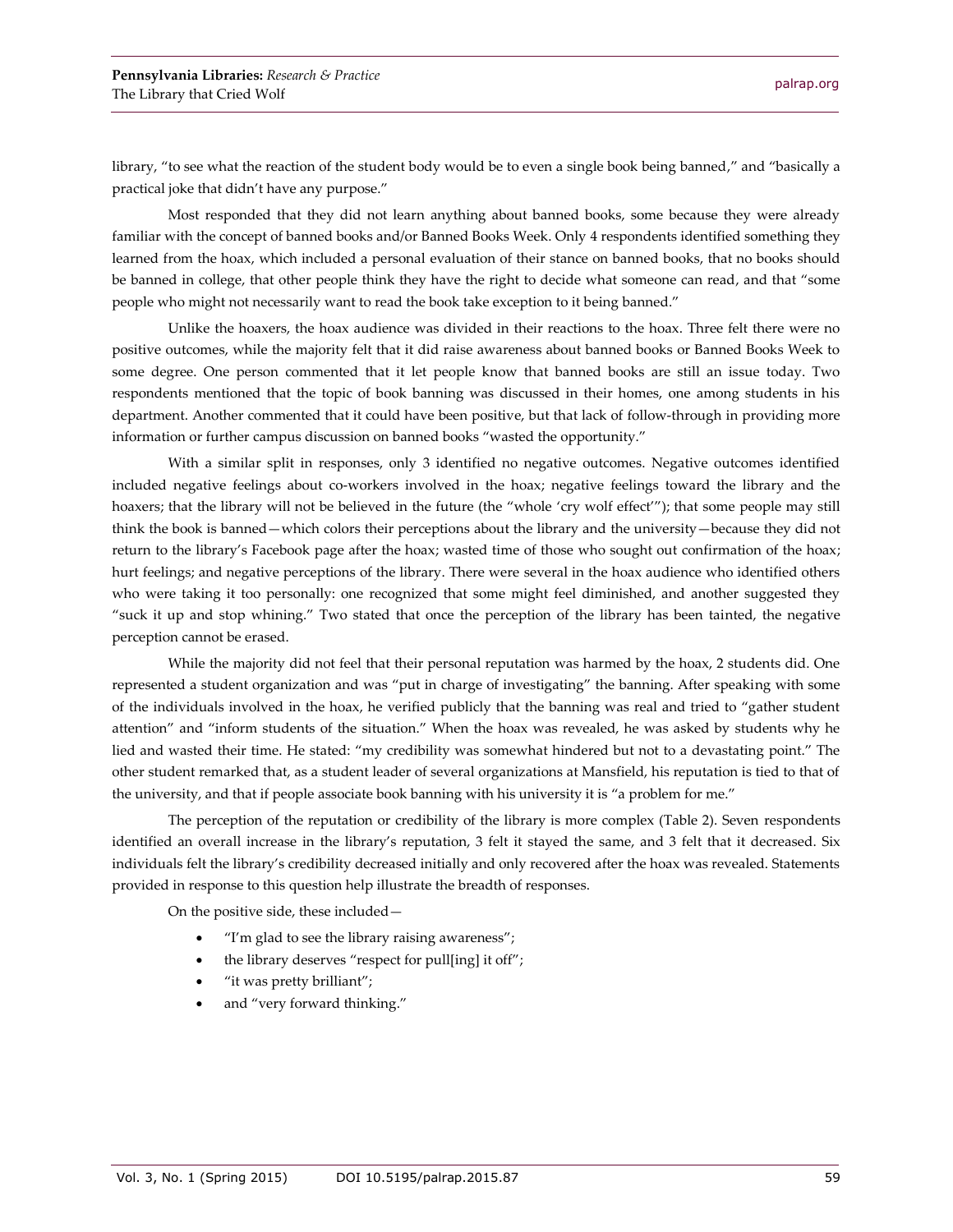library, “to see what the reaction of the student body would be to even a single book being banned,” and “basically a practical joke that didn’t have any purpose.”

Most responded that they did not learn anything about banned books, some because they were already familiar with the concept of banned books and/or Banned Books Week. Only 4 respondents identified something they learned from the hoax, which included a personal evaluation of their stance on banned books, that no books should be banned in college, that other people think they have the right to decide what someone can read, and that “some people who might not necessarily want to read the book take exception to it being banned.”

Unlike the hoaxers, the hoax audience was divided in their reactions to the hoax. Three felt there were no positive outcomes, while the majority felt that it did raise awareness about banned books or Banned Books Week to some degree. One person commented that it let people know that banned books are still an issue today. Two respondents mentioned that the topic of book banning was discussed in their homes, one among students in his department. Another commented that it could have been positive, but that lack of follow-through in providing more information or further campus discussion on banned books “wasted the opportunity.”

With a similar split in responses, only 3 identified no negative outcomes. Negative outcomes identified included negative feelings about co-workers involved in the hoax; negative feelings toward the library and the hoaxers; that the library will not be believed in the future (the “whole ‘cry wolf effect’”); that some people may still think the book is banned—which colors their perceptions about the library and the university—because they did not return to the library’s Facebook page after the hoax; wasted time of those who sought out confirmation of the hoax; hurt feelings; and negative perceptions of the library. There were several in the hoax audience who identified others who were taking it too personally: one recognized that some might feel diminished, and another suggested they “suck it up and stop whining.” Two stated that once the perception of the library has been tainted, the negative perception cannot be erased.

While the majority did not feel that their personal reputation was harmed by the hoax, 2 students did. One represented a student organization and was “put in charge of investigating” the banning. After speaking with some of the individuals involved in the hoax, he verified publicly that the banning was real and tried to “gather student attention” and “inform students of the situation.” When the hoax was revealed, he was asked by students why he lied and wasted their time. He stated: “my credibility was somewhat hindered but not to a devastating point.” The other student remarked that, as a student leader of several organizations at Mansfield, his reputation is tied to that of the university, and that if people associate book banning with his university it is “a problem for me.”

The perception of the reputation or credibility of the library is more complex (Table 2). Seven respondents identified an overall increase in the library’s reputation, 3 felt it stayed the same, and 3 felt that it decreased. Six individuals felt the library’s credibility decreased initially and only recovered after the hoax was revealed. Statements provided in response to this question help illustrate the breadth of responses.

On the positive side, these included—

- “I’m glad to see the library raising awareness”;
- the library deserves “respect for pull[ing] it off”;
- “it was pretty brilliant”;
- and “very forward thinking.”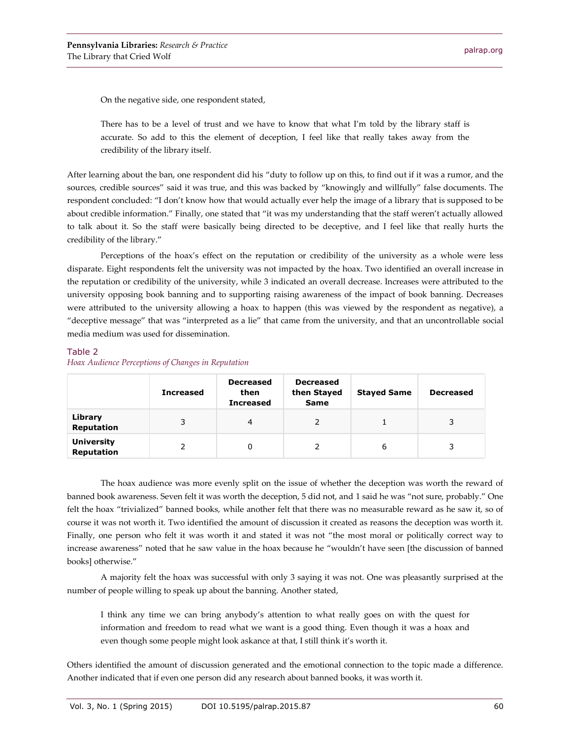On the negative side, one respondent stated,

> There has to be a level of trust and we have to know that what I'm told by the library staff is accurate. So add to this the element of deception, I feel like that really takes away from the credibility of the library itself.

After learning about the ban, one respondent did his "duty to follow up on this, to find out if it was a rumor, and the sources, credible sources" said it was true, and this was backed by "knowingly and willfully" false documents. The respondent concluded: "I don't know how that would actually ever help the image of a library that is supposed to be about credible information." Finally, one stated that "it was my understanding that the staff weren't actually allowed to talk about it. So the staff were basically being directed to be deceptive, and I feel like that really hurts the credibility of the library."

Perceptions of the hoax's effect on the reputation or credibility of the university as a whole were less disparate. Eight respondents felt the university was not impacted by the hoax. Two identified an overall increase in the reputation or credibility of the university, while 3 indicated an overall decrease. Increases were attributed to the university opposing book banning and to supporting raising awareness of the impact of book banning. Decreases were attributed to the university allowing a hoax to happen (this was viewed by the respondent as negative), a "deceptive message" that was "interpreted as a lie" that came from the university, and that an uncontrollable social media medium was used for dissemination.

Table 2
*Hoax Audience Perceptions of Changes in Reputation*

| | Increased | Decreased then Increased | Decreased then Stayed Same | Stayed Same | Decreased |
|---|---|---|---|---|---|
| **Library Reputation** | 3 | 4 | 2 | 1 | 3 |
| **University Reputation** | 2 | 0 | 2 | 6 | 3 |

The hoax audience was more evenly split on the issue of whether the deception was worth the reward of banned book awareness. Seven felt it was worth the deception, 5 did not, and 1 said he was "not sure, probably." One felt the hoax "trivialized" banned books, while another felt that there was no measurable reward as he saw it, so of course it was not worth it. Two identified the amount of discussion it created as reasons the deception was worth it. Finally, one person who felt it was worth it and stated it was not "the most moral or politically correct way to increase awareness" noted that he saw value in the hoax because he "wouldn't have seen [the discussion of banned books] otherwise."

A majority felt the hoax was successful with only 3 saying it was not. One was pleasantly surprised at the number of people willing to speak up about the banning. Another stated,

> I think any time we can bring anybody's attention to what really goes on with the quest for information and freedom to read what we want is a good thing. Even though it was a hoax and even though some people might look askance at that, I still think it's worth it.

Others identified the amount of discussion generated and the emotional connection to the topic made a difference. Another indicated that if even one person did any research about banned books, it was worth it.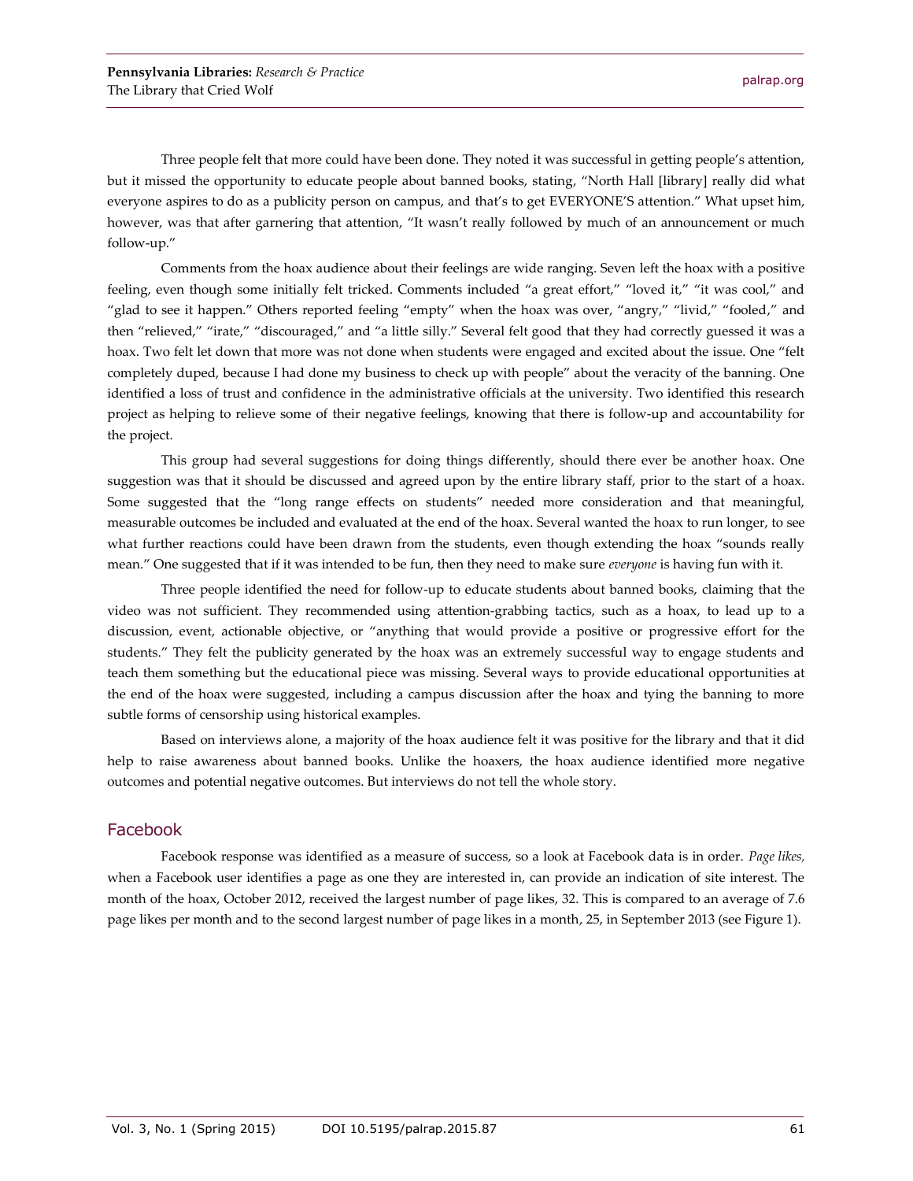Three people felt that more could have been done. They noted it was successful in getting people's attention, but it missed the opportunity to educate people about banned books, stating, "North Hall [library] really did what everyone aspires to do as a publicity person on campus, and that's to get EVERYONE'S attention." What upset him, however, was that after garnering that attention, "It wasn't really followed by much of an announcement or much follow-up."

Comments from the hoax audience about their feelings are wide ranging. Seven left the hoax with a positive feeling, even though some initially felt tricked. Comments included "a great effort," "loved it," "it was cool," and "glad to see it happen." Others reported feeling "empty" when the hoax was over, "angry," "livid," "fooled," and then "relieved," "irate," "discouraged," and "a little silly." Several felt good that they had correctly guessed it was a hoax. Two felt let down that more was not done when students were engaged and excited about the issue. One "felt completely duped, because I had done my business to check up with people" about the veracity of the banning. One identified a loss of trust and confidence in the administrative officials at the university. Two identified this research project as helping to relieve some of their negative feelings, knowing that there is follow-up and accountability for the project.

This group had several suggestions for doing things differently, should there ever be another hoax. One suggestion was that it should be discussed and agreed upon by the entire library staff, prior to the start of a hoax. Some suggested that the "long range effects on students" needed more consideration and that meaningful, measurable outcomes be included and evaluated at the end of the hoax. Several wanted the hoax to run longer, to see what further reactions could have been drawn from the students, even though extending the hoax "sounds really mean." One suggested that if it was intended to be fun, then they need to make sure *everyone* is having fun with it.

Three people identified the need for follow-up to educate students about banned books, claiming that the video was not sufficient. They recommended using attention-grabbing tactics, such as a hoax, to lead up to a discussion, event, actionable objective, or "anything that would provide a positive or progressive effort for the students." They felt the publicity generated by the hoax was an extremely successful way to engage students and teach them something but the educational piece was missing. Several ways to provide educational opportunities at the end of the hoax were suggested, including a campus discussion after the hoax and tying the banning to more subtle forms of censorship using historical examples.

Based on interviews alone, a majority of the hoax audience felt it was positive for the library and that it did help to raise awareness about banned books. Unlike the hoaxers, the hoax audience identified more negative outcomes and potential negative outcomes. But interviews do not tell the whole story.

## Facebook

Facebook response was identified as a measure of success, so a look at Facebook data is in order. *Page likes,* when a Facebook user identifies a page as one they are interested in, can provide an indication of site interest. The month of the hoax, October 2012, received the largest number of page likes, 32. This is compared to an average of 7.6 page likes per month and to the second largest number of page likes in a month, 25, in September 2013 (see Figure 1).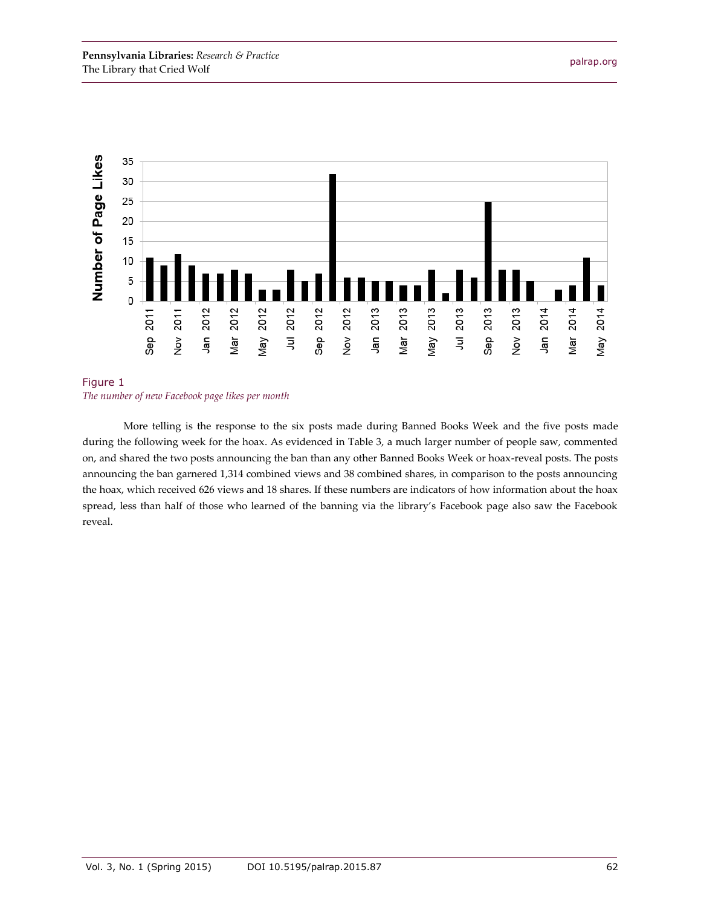Figure 1
*The number of new Facebook page likes per month*

More telling is the response to the six posts made during Banned Books Week and the five posts made during the following week for the hoax. As evidenced in Table 3, a much larger number of people saw, commented on, and shared the two posts announcing the ban than any other Banned Books Week or hoax-reveal posts. The posts announcing the ban garnered 1,314 combined views and 38 combined shares, in comparison to the posts announcing the hoax, which received 626 views and 18 shares. If these numbers are indicators of how information about the hoax spread, less than half of those who learned of the banning via the library's Facebook page also saw the Facebook reveal.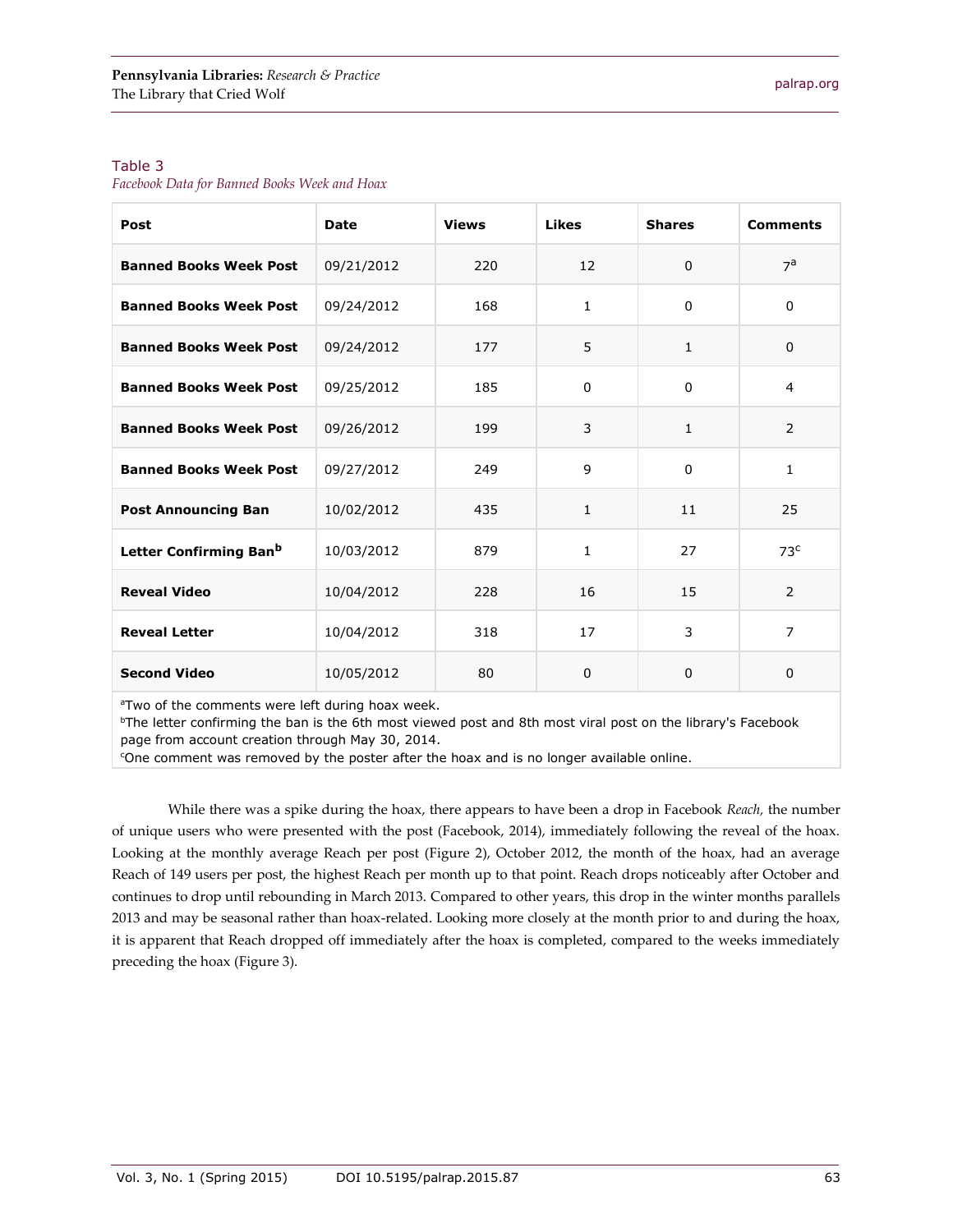Table 3
*Facebook Data for Banned Books Week and Hoax*

| Post | Date | Views | Likes | Shares | Comments |
|---|---|---|---|---|---|
| **Banned Books Week Post** | 09/21/2012 | 220 | 12 | 0 | 7[a] |
| **Banned Books Week Post** | 09/24/2012 | 168 | 1 | 0 | 0 |
| **Banned Books Week Post** | 09/24/2012 | 177 | 5 | 1 | 0 |
| **Banned Books Week Post** | 09/25/2012 | 185 | 0 | 0 | 4 |
| **Banned Books Week Post** | 09/26/2012 | 199 | 3 | 1 | 2 |
| **Banned Books Week Post** | 09/27/2012 | 249 | 9 | 0 | 1 |
| **Post Announcing Ban** | 10/02/2012 | 435 | 1 | 11 | 25 |
| **Letter Confirming Ban[b]** | 10/03/2012 | 879 | 1 | 27 | 73[c] |
| **Reveal Video** | 10/04/2012 | 228 | 16 | 15 | 2 |
| **Reveal Letter** | 10/04/2012 | 318 | 17 | 3 | 7 |
| **Second Video** | 10/05/2012 | 80 | 0 | 0 | 0 |

[a]Two of the comments were left during hoax week.
[b]The letter confirming the ban is the 6th most viewed post and 8th most viral post on the library's Facebook page from account creation through May 30, 2014.
[c]One comment was removed by the poster after the hoax and is no longer available online.

While there was a spike during the hoax, there appears to have been a drop in Facebook *Reach,* the number of unique users who were presented with the post (Facebook, 2014), immediately following the reveal of the hoax. Looking at the monthly average Reach per post (Figure 2), October 2012, the month of the hoax, had an average Reach of 149 users per post, the highest Reach per month up to that point. Reach drops noticeably after October and continues to drop until rebounding in March 2013. Compared to other years, this drop in the winter months parallels 2013 and may be seasonal rather than hoax-related. Looking more closely at the month prior to and during the hoax, it is apparent that Reach dropped off immediately after the hoax is completed, compared to the weeks immediately preceding the hoax (Figure 3).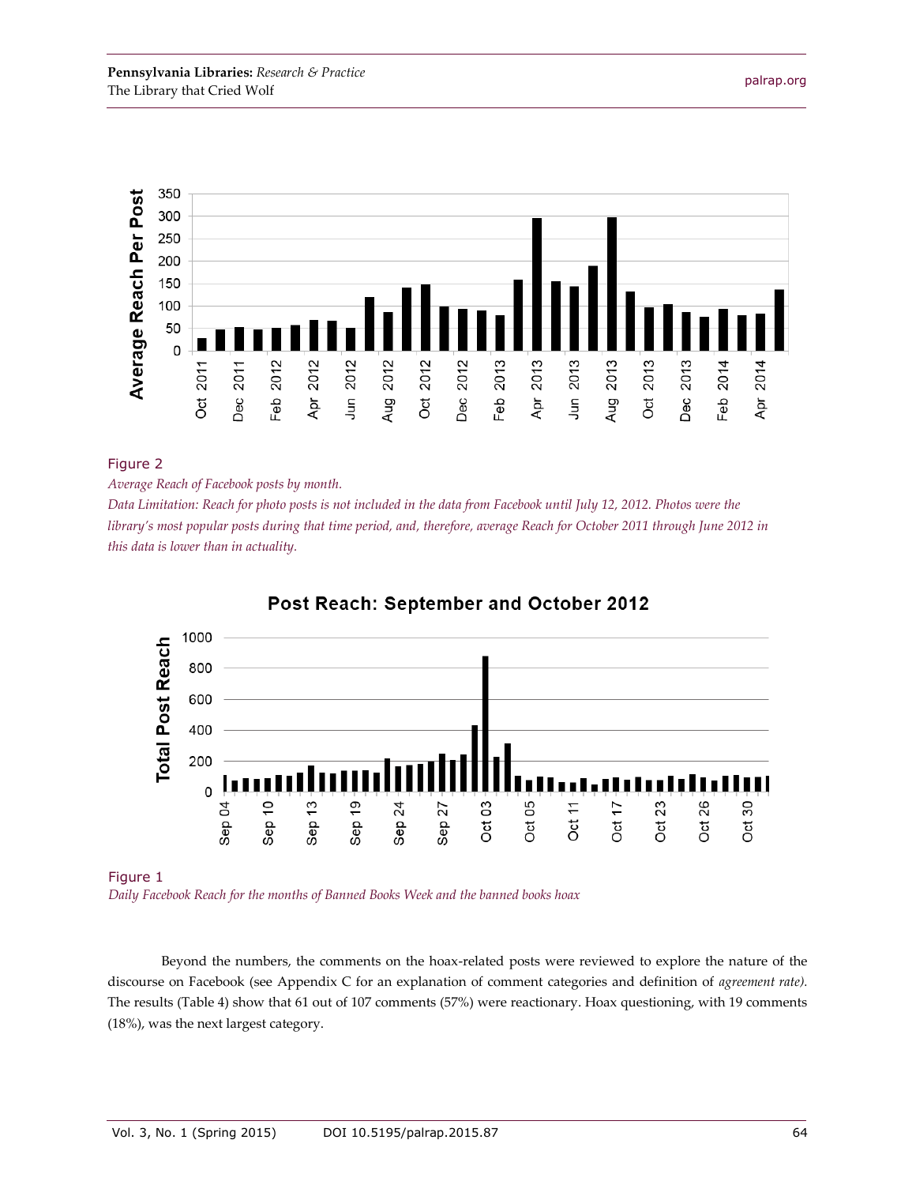Figure 2

*Average Reach of Facebook posts by month.*

*Data Limitation: Reach for photo posts is not included in the data from Facebook until July 12, 2012. Photos were the library's most popular posts during that time period, and, therefore, average Reach for October 2011 through June 2012 in this data is lower than in actuality.*

Figure 1

*Daily Facebook Reach for the months of Banned Books Week and the banned books hoax*

Beyond the numbers, the comments on the hoax-related posts were reviewed to explore the nature of the discourse on Facebook (see Appendix C for an explanation of comment categories and definition of *agreement rate).* The results (Table 4) show that 61 out of 107 comments (57%) were reactionary. Hoax questioning, with 19 comments (18%), was the next largest category.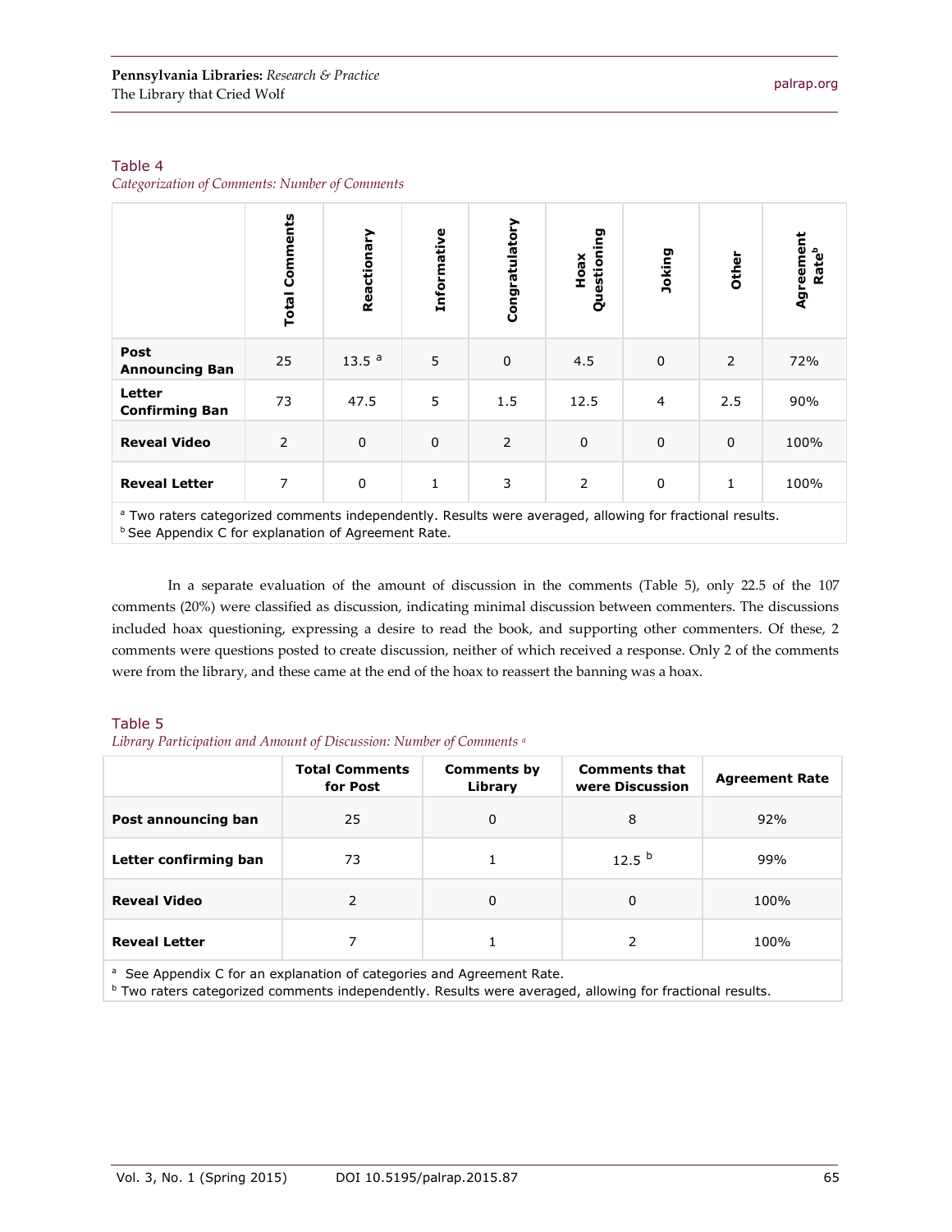Table 4
*Categorization of Comments: Number of Comments*

| | Total Comments | Reactionary | Informative | Congratulatory | Hoax Questioning | Joking | Other | Agreement Rate[b] |
|---|---|---|---|---|---|---|---|---|
| **Post Announcing Ban** | 25 | 13.5 [a] | 5 | 0 | 4.5 | 0 | 2 | 72% |
| **Letter Confirming Ban** | 73 | 47.5 | 5 | 1.5 | 12.5 | 4 | 2.5 | 90% |
| **Reveal Video** | 2 | 0 | 0 | 2 | 0 | 0 | 0 | 100% |
| **Reveal Letter** | 7 | 0 | 1 | 3 | 2 | 0 | 1 | 100% |

[a] Two raters categorized comments independently. Results were averaged, allowing for fractional results.
[b] See Appendix C for explanation of Agreement Rate.

In a separate evaluation of the amount of discussion in the comments (Table 5), only 22.5 of the 107 comments (20%) were classified as discussion, indicating minimal discussion between commenters. The discussions included hoax questioning, expressing a desire to read the book, and supporting other commenters. Of these, 2 comments were questions posted to create discussion, neither of which received a response. Only 2 of the comments were from the library, and these came at the end of the hoax to reassert the banning was a hoax.

Table 5
*Library Participation and Amount of Discussion: Number of Comments [a]*

| | Total Comments for Post | Comments by Library | Comments that were Discussion | Agreement Rate |
|---|---|---|---|---|
| **Post announcing ban** | 25 | 0 | 8 | 92% |
| **Letter confirming ban** | 73 | 1 | 12.5 [b] | 99% |
| **Reveal Video** | 2 | 0 | 0 | 100% |
| **Reveal Letter** | 7 | 1 | 2 | 100% |

[a] See Appendix C for an explanation of categories and Agreement Rate.
[b] Two raters categorized comments independently. Results were averaged, allowing for fractional results.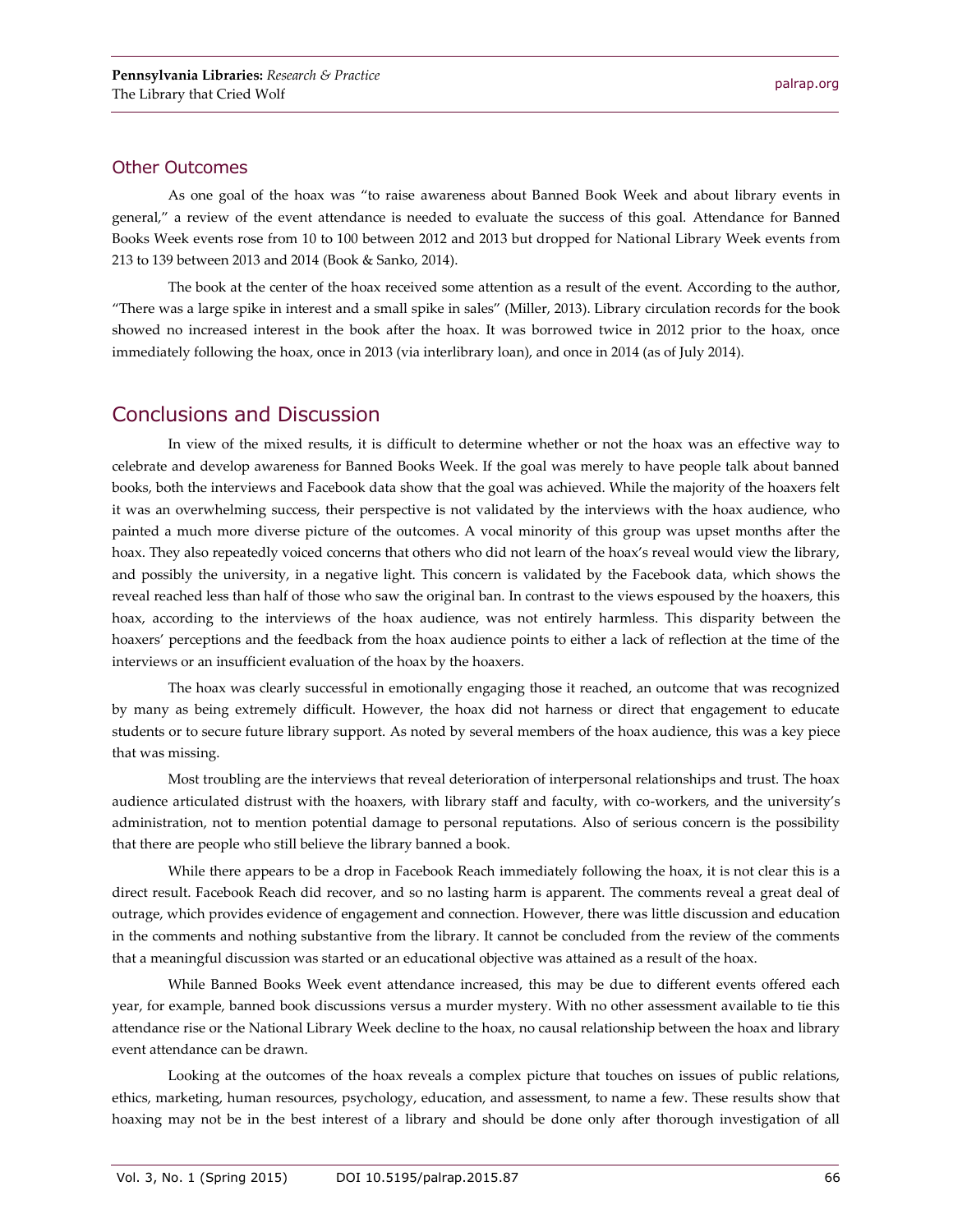### Other Outcomes

As one goal of the hoax was "to raise awareness about Banned Book Week and about library events in general," a review of the event attendance is needed to evaluate the success of this goal. Attendance for Banned Books Week events rose from 10 to 100 between 2012 and 2013 but dropped for National Library Week events from 213 to 139 between 2013 and 2014 (Book & Sanko, 2014).

The book at the center of the hoax received some attention as a result of the event. According to the author, "There was a large spike in interest and a small spike in sales" (Miller, 2013). Library circulation records for the book showed no increased interest in the book after the hoax. It was borrowed twice in 2012 prior to the hoax, once immediately following the hoax, once in 2013 (via interlibrary loan), and once in 2014 (as of July 2014).

## Conclusions and Discussion

In view of the mixed results, it is difficult to determine whether or not the hoax was an effective way to celebrate and develop awareness for Banned Books Week. If the goal was merely to have people talk about banned books, both the interviews and Facebook data show that the goal was achieved. While the majority of the hoaxers felt it was an overwhelming success, their perspective is not validated by the interviews with the hoax audience, who painted a much more diverse picture of the outcomes. A vocal minority of this group was upset months after the hoax. They also repeatedly voiced concerns that others who did not learn of the hoax's reveal would view the library, and possibly the university, in a negative light. This concern is validated by the Facebook data, which shows the reveal reached less than half of those who saw the original ban. In contrast to the views espoused by the hoaxers, this hoax, according to the interviews of the hoax audience, was not entirely harmless. This disparity between the hoaxers' perceptions and the feedback from the hoax audience points to either a lack of reflection at the time of the interviews or an insufficient evaluation of the hoax by the hoaxers.

The hoax was clearly successful in emotionally engaging those it reached, an outcome that was recognized by many as being extremely difficult. However, the hoax did not harness or direct that engagement to educate students or to secure future library support. As noted by several members of the hoax audience, this was a key piece that was missing.

Most troubling are the interviews that reveal deterioration of interpersonal relationships and trust. The hoax audience articulated distrust with the hoaxers, with library staff and faculty, with co-workers, and the university's administration, not to mention potential damage to personal reputations. Also of serious concern is the possibility that there are people who still believe the library banned a book.

While there appears to be a drop in Facebook Reach immediately following the hoax, it is not clear this is a direct result. Facebook Reach did recover, and so no lasting harm is apparent. The comments reveal a great deal of outrage, which provides evidence of engagement and connection. However, there was little discussion and education in the comments and nothing substantive from the library. It cannot be concluded from the review of the comments that a meaningful discussion was started or an educational objective was attained as a result of the hoax.

While Banned Books Week event attendance increased, this may be due to different events offered each year, for example, banned book discussions versus a murder mystery. With no other assessment available to tie this attendance rise or the National Library Week decline to the hoax, no causal relationship between the hoax and library event attendance can be drawn.

Looking at the outcomes of the hoax reveals a complex picture that touches on issues of public relations, ethics, marketing, human resources, psychology, education, and assessment, to name a few. These results show that hoaxing may not be in the best interest of a library and should be done only after thorough investigation of all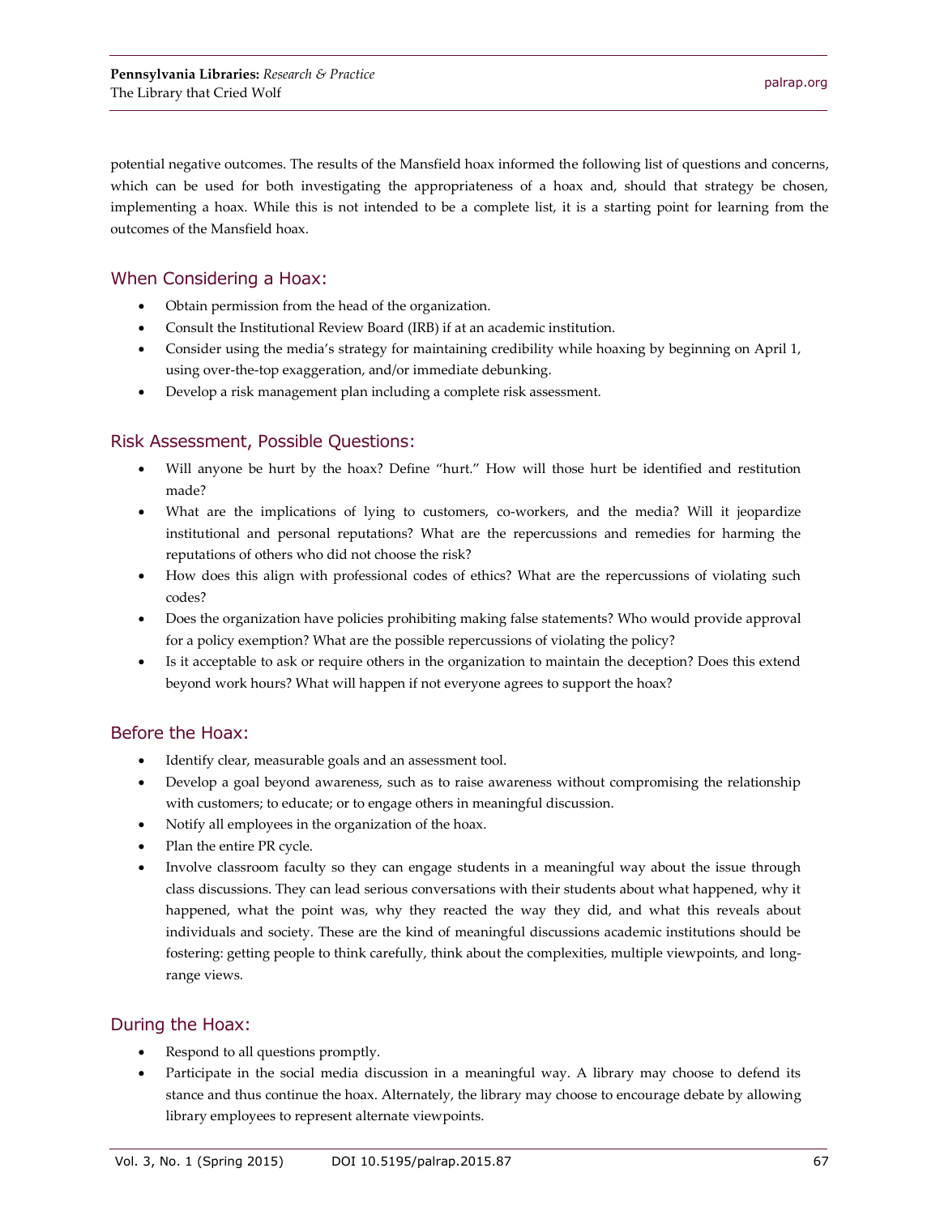potential negative outcomes. The results of the Mansfield hoax informed the following list of questions and concerns, which can be used for both investigating the appropriateness of a hoax and, should that strategy be chosen, implementing a hoax. While this is not intended to be a complete list, it is a starting point for learning from the outcomes of the Mansfield hoax.

## When Considering a Hoax:

- Obtain permission from the head of the organization.
- Consult the Institutional Review Board (IRB) if at an academic institution.
- Consider using the media's strategy for maintaining credibility while hoaxing by beginning on April 1, using over-the-top exaggeration, and/or immediate debunking.
- Develop a risk management plan including a complete risk assessment.

## Risk Assessment, Possible Questions:

- Will anyone be hurt by the hoax? Define "hurt." How will those hurt be identified and restitution made?
- What are the implications of lying to customers, co-workers, and the media? Will it jeopardize institutional and personal reputations? What are the repercussions and remedies for harming the reputations of others who did not choose the risk?
- How does this align with professional codes of ethics? What are the repercussions of violating such codes?
- Does the organization have policies prohibiting making false statements? Who would provide approval for a policy exemption? What are the possible repercussions of violating the policy?
- Is it acceptable to ask or require others in the organization to maintain the deception? Does this extend beyond work hours? What will happen if not everyone agrees to support the hoax?

## Before the Hoax:

- Identify clear, measurable goals and an assessment tool.
- Develop a goal beyond awareness, such as to raise awareness without compromising the relationship with customers; to educate; or to engage others in meaningful discussion.
- Notify all employees in the organization of the hoax.
- Plan the entire PR cycle.
- Involve classroom faculty so they can engage students in a meaningful way about the issue through class discussions. They can lead serious conversations with their students about what happened, why it happened, what the point was, why they reacted the way they did, and what this reveals about individuals and society. These are the kind of meaningful discussions academic institutions should be fostering: getting people to think carefully, think about the complexities, multiple viewpoints, and long-range views.

## During the Hoax:

- Respond to all questions promptly.
- Participate in the social media discussion in a meaningful way. A library may choose to defend its stance and thus continue the hoax. Alternately, the library may choose to encourage debate by allowing library employees to represent alternate viewpoints.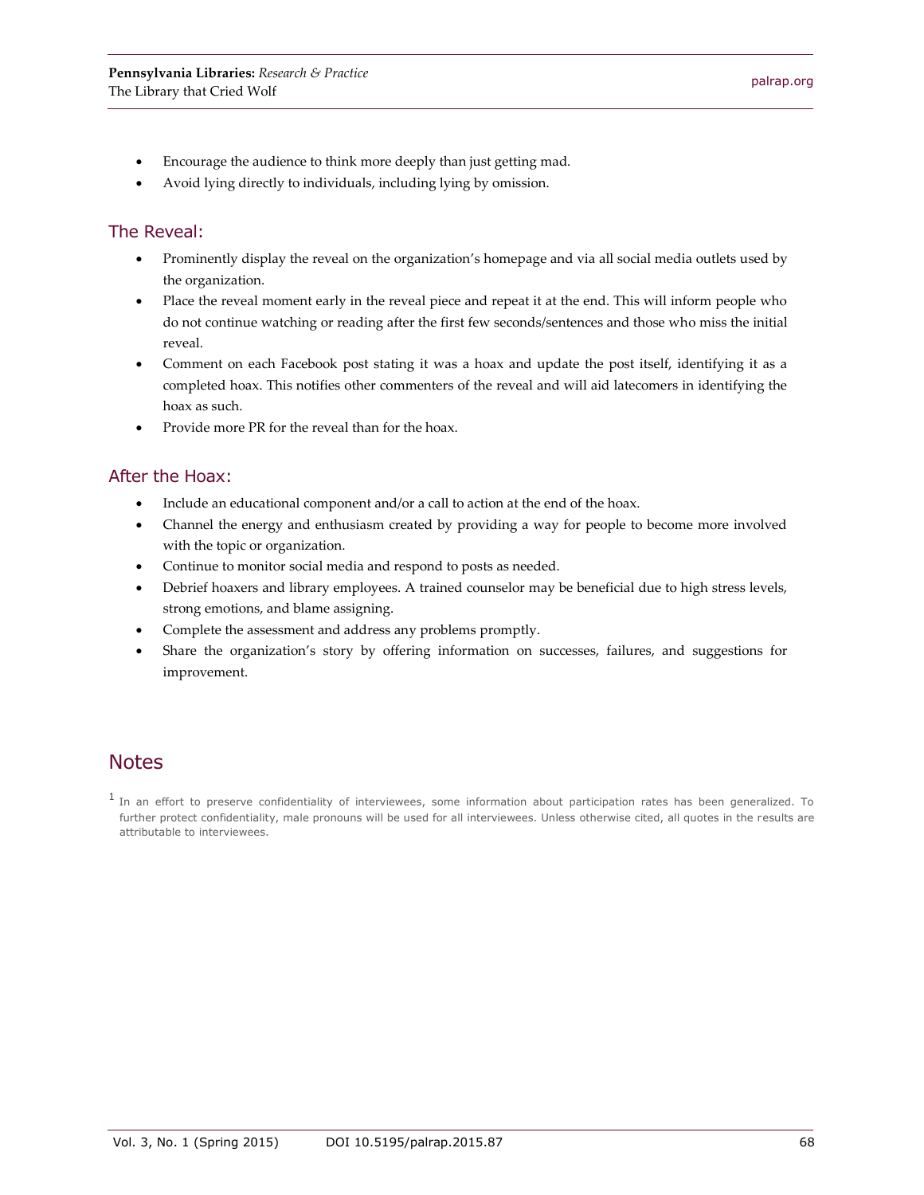- Encourage the audience to think more deeply than just getting mad.
- Avoid lying directly to individuals, including lying by omission.

### The Reveal:

- Prominently display the reveal on the organization's homepage and via all social media outlets used by the organization.
- Place the reveal moment early in the reveal piece and repeat it at the end. This will inform people who do not continue watching or reading after the first few seconds/sentences and those who miss the initial reveal.
- Comment on each Facebook post stating it was a hoax and update the post itself, identifying it as a completed hoax. This notifies other commenters of the reveal and will aid latecomers in identifying the hoax as such.
- Provide more PR for the reveal than for the hoax.

### After the Hoax:

- Include an educational component and/or a call to action at the end of the hoax.
- Channel the energy and enthusiasm created by providing a way for people to become more involved with the topic or organization.
- Continue to monitor social media and respond to posts as needed.
- Debrief hoaxers and library employees. A trained counselor may be beneficial due to high stress levels, strong emotions, and blame assigning.
- Complete the assessment and address any problems promptly.
- Share the organization's story by offering information on successes, failures, and suggestions for improvement.

## Notes

[1] In an effort to preserve confidentiality of interviewees, some information about participation rates has been generalized. To further protect confidentiality, male pronouns will be used for all interviewees. Unless otherwise cited, all quotes in the results are attributable to interviewees.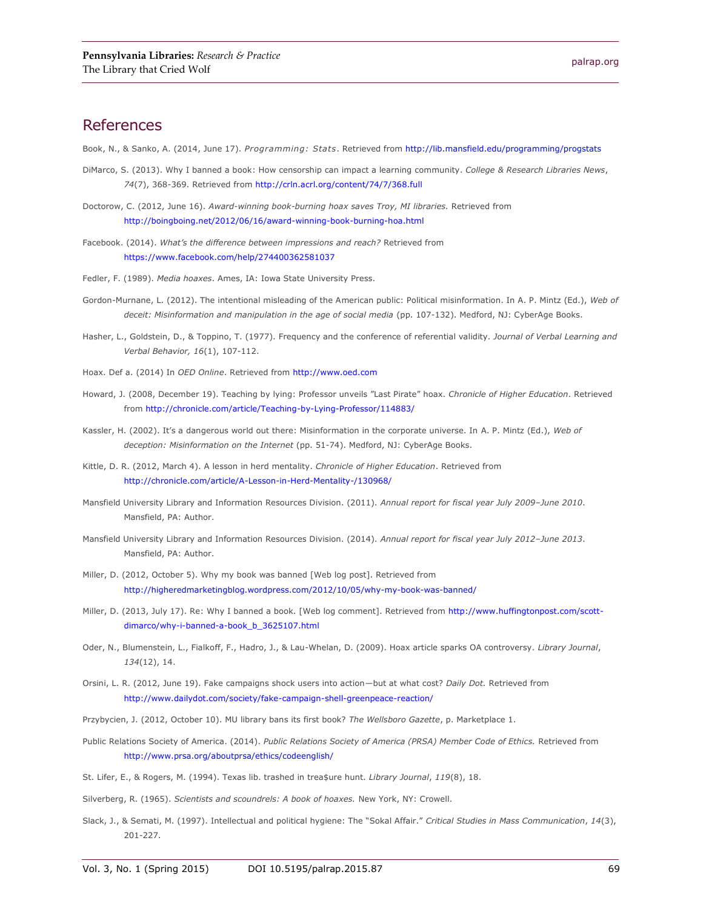## References

Book, N., & Sanko, A. (2014, June 17). *Programming: Stats*. Retrieved from http://lib.mansfield.edu/programming/progstats

DiMarco, S. (2013). Why I banned a book: How censorship can impact a learning community. *College & Research Libraries News*, *74*(7), 368-369. Retrieved from http://crln.acrl.org/content/74/7/368.full

Doctorow, C. (2012, June 16). *Award-winning book-burning hoax saves Troy, MI libraries.* Retrieved from http://boingboing.net/2012/06/16/award-winning-book-burning-hoa.html

Facebook. (2014). *What's the difference between impressions and reach?* Retrieved from https://www.facebook.com/help/274400362581037

Fedler, F. (1989). *Media hoaxes*. Ames, IA: Iowa State University Press.

Gordon-Murnane, L. (2012). The intentional misleading of the American public: Political misinformation. In A. P. Mintz (Ed.), *Web of deceit: Misinformation and manipulation in the age of social media* (pp. 107-132). Medford, NJ: CyberAge Books.

Hasher, L., Goldstein, D., & Toppino, T. (1977). Frequency and the conference of referential validity. *Journal of Verbal Learning and Verbal Behavior, 16*(1), 107-112.

Hoax. Def a. (2014) In *OED Online*. Retrieved from http://www.oed.com

Howard, J. (2008, December 19). Teaching by lying: Professor unveils "Last Pirate" hoax. *Chronicle of Higher Education*. Retrieved from http://chronicle.com/article/Teaching-by-Lying-Professor/114883/

Kassler, H. (2002). It's a dangerous world out there: Misinformation in the corporate universe. In A. P. Mintz (Ed.), *Web of deception: Misinformation on the Internet* (pp. 51-74). Medford, NJ: CyberAge Books.

Kittle, D. R. (2012, March 4). A lesson in herd mentality. *Chronicle of Higher Education*. Retrieved from http://chronicle.com/article/A-Lesson-in-Herd-Mentality-/130968/

Mansfield University Library and Information Resources Division. (2011). *Annual report for fiscal year July 2009–June 2010*. Mansfield, PA: Author.

Mansfield University Library and Information Resources Division. (2014). *Annual report for fiscal year July 2012–June 2013*. Mansfield, PA: Author.

Miller, D. (2012, October 5). Why my book was banned [Web log post]. Retrieved from http://higheredmarketingblog.wordpress.com/2012/10/05/why-my-book-was-banned/

Miller, D. (2013, July 17). Re: Why I banned a book. [Web log comment]. Retrieved from http://www.huffingtonpost.com/scott-dimarco/why-i-banned-a-book_b_3625107.html

Oder, N., Blumenstein, L., Fialkoff, F., Hadro, J., & Lau-Whelan, D. (2009). Hoax article sparks OA controversy. *Library Journal*, *134*(12), 14.

Orsini, L. R. (2012, June 19). Fake campaigns shock users into action—but at what cost? *Daily Dot.* Retrieved from http://www.dailydot.com/society/fake-campaign-shell-greenpeace-reaction/

Przybycien, J. (2012, October 10). MU library bans its first book? *The Wellsboro Gazette*, p. Marketplace 1.

Public Relations Society of America. (2014). *Public Relations Society of America (PRSA) Member Code of Ethics.* Retrieved from http://www.prsa.org/aboutprsa/ethics/codeenglish/

St. Lifer, E., & Rogers, M. (1994). Texas lib. trashed in trea$ure hunt. *Library Journal*, *119*(8), 18.

Silverberg, R. (1965). *Scientists and scoundrels: A book of hoaxes.* New York, NY: Crowell.

Slack, J., & Semati, M. (1997). Intellectual and political hygiene: The "Sokal Affair." *Critical Studies in Mass Communication*, *14*(3), 201-227.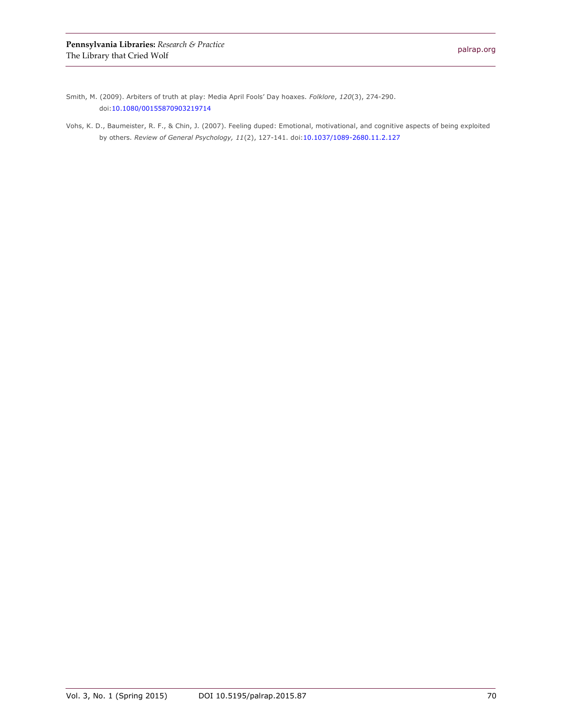Smith, M. (2009). Arbiters of truth at play: Media April Fools' Day hoaxes. *Folklore*, *120*(3), 274-290. doi:10.1080/00155870903219714

Vohs, K. D., Baumeister, R. F., & Chin, J. (2007). Feeling duped: Emotional, motivational, and cognitive aspects of being exploited by others. *Review of General Psychology, 11*(2), 127-141. doi:10.1037/1089-2680.11.2.127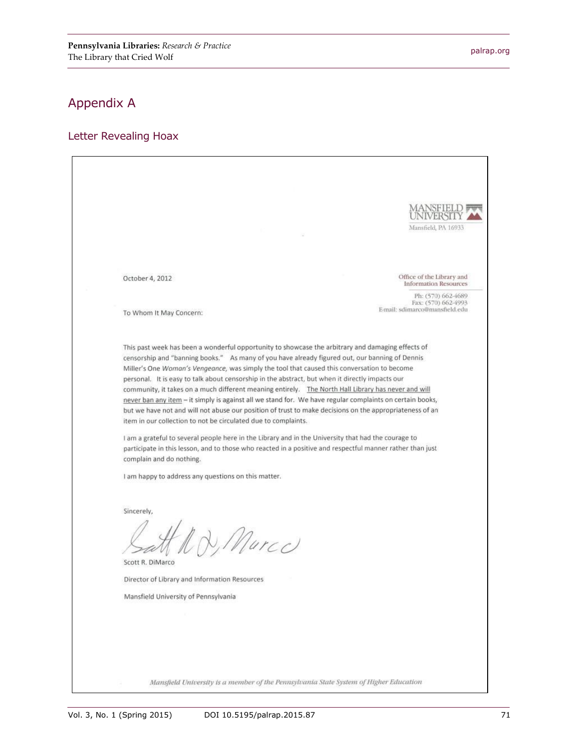## Appendix A

### Letter Revealing Hoax

MANSFIELD UNIVERSITY
Mansfield, PA 16933

October 4, 2012

Office of the Library and Information Resources

Ph: (570) 662-4689
Fax: (570) 662-4993
E-mail: sdimarco@mansfield.edu

To Whom It May Concern:

This past week has been a wonderful opportunity to showcase the arbitrary and damaging effects of censorship and "banning books." As many of you have already figured out, our banning of Dennis Miller's One *Woman's Vengeance,* was simply the tool that caused this conversation to become personal. It is easy to talk about censorship in the abstract, but when it directly impacts our community, it takes on a much different meaning entirely. <u>The North Hall Library has never and will never ban any item</u> – it simply is against all we stand for. We have regular complaints on certain books, but we have not and will not abuse our position of trust to make decisions on the appropriateness of an item in our collection to not be circulated due to complaints.

I am a grateful to several people here in the Library and in the University that had the courage to participate in this lesson, and to those who reacted in a positive and respectful manner rather than just complain and do nothing.

I am happy to address any questions on this matter.

Sincerely,

Scott R. DiMarco

Director of Library and Information Resources

Mansfield University of Pennsylvania

*Mansfield University is a member of the Pennsylvania State System of Higher Education*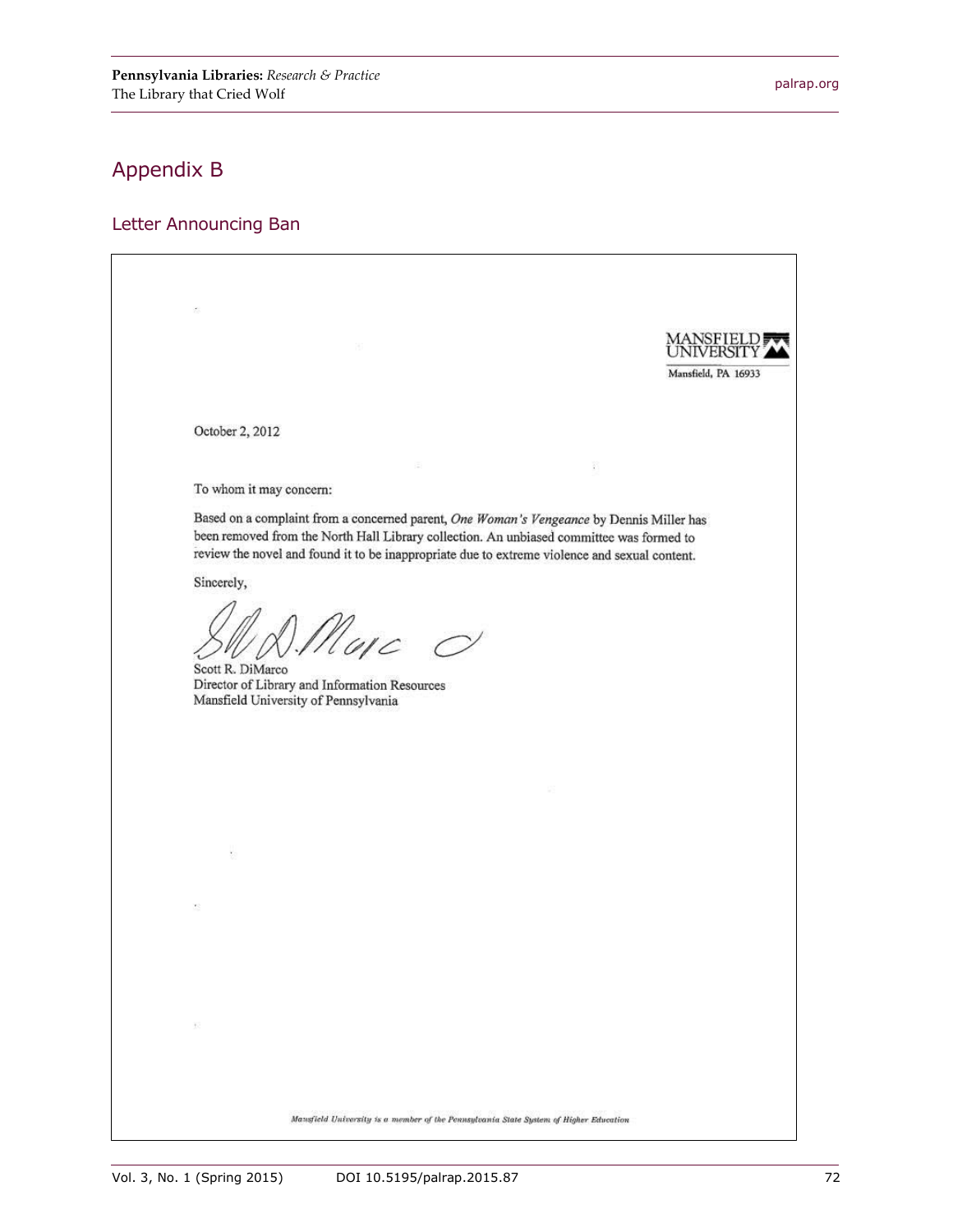## Appendix B

### Letter Announcing Ban

MANSFIELD UNIVERSITY
Mansfield, PA 16933

October 2, 2012

To whom it may concern:

Based on a complaint from a concerned parent, *One Woman's Vengeance* by Dennis Miller has been removed from the North Hall Library collection. An unbiased committee was formed to review the novel and found it to be inappropriate due to extreme violence and sexual content.

Sincerely,

Scott R. DiMarco
Director of Library and Information Resources
Mansfield University of Pennsylvania

*Mansfield University is a member of the Pennsylvania State System of Higher Education*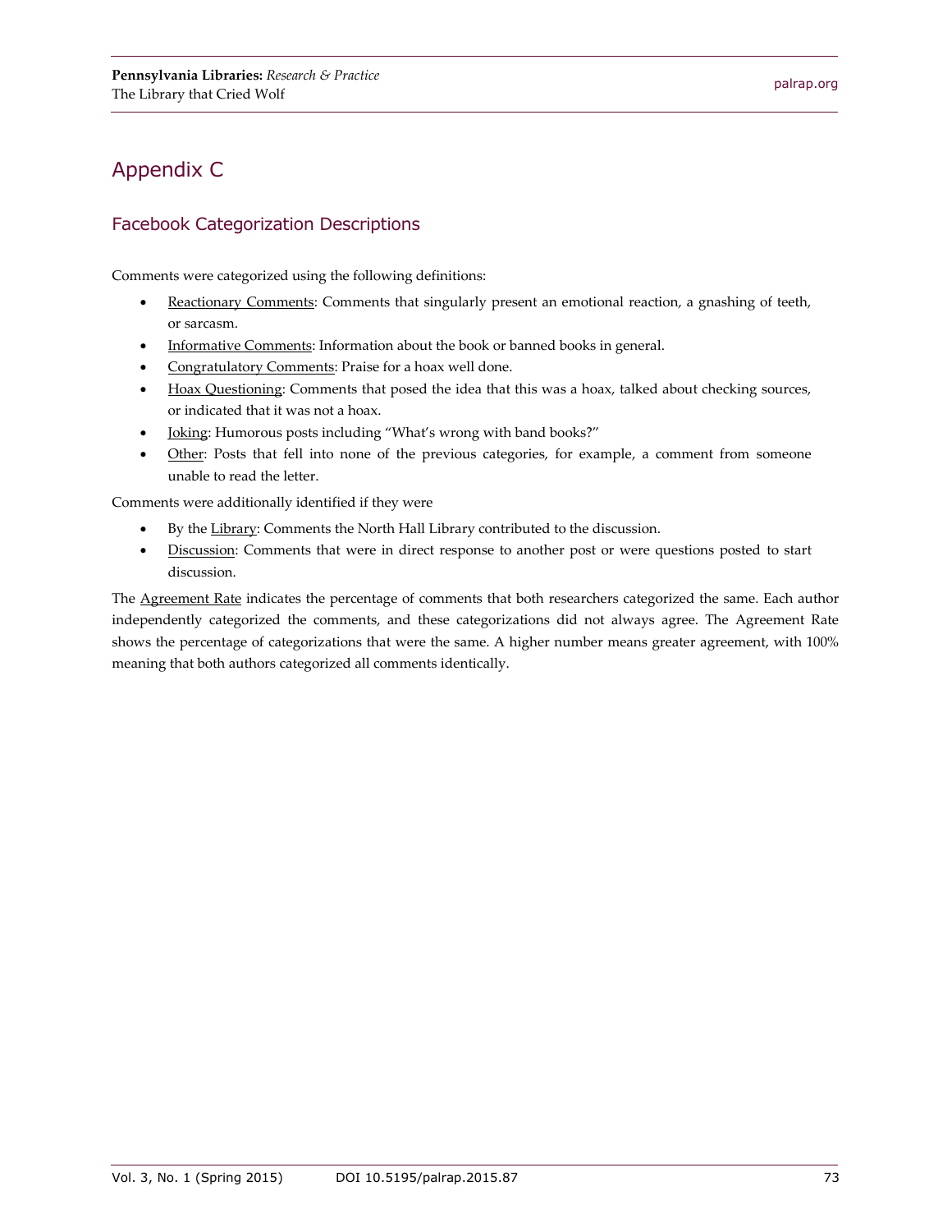# Appendix C

## Facebook Categorization Descriptions

Comments were categorized using the following definitions:

- Reactionary Comments: Comments that singularly present an emotional reaction, a gnashing of teeth, or sarcasm.
- Informative Comments: Information about the book or banned books in general.
- Congratulatory Comments: Praise for a hoax well done.
- Hoax Questioning: Comments that posed the idea that this was a hoax, talked about checking sources, or indicated that it was not a hoax.
- Joking: Humorous posts including "What's wrong with band books?"
- Other: Posts that fell into none of the previous categories, for example, a comment from someone unable to read the letter.

Comments were additionally identified if they were

- By the Library: Comments the North Hall Library contributed to the discussion.
- Discussion: Comments that were in direct response to another post or were questions posted to start discussion.

The Agreement Rate indicates the percentage of comments that both researchers categorized the same. Each author independently categorized the comments, and these categorizations did not always agree. The Agreement Rate shows the percentage of categorizations that were the same. A higher number means greater agreement, with 100% meaning that both authors categorized all comments identically.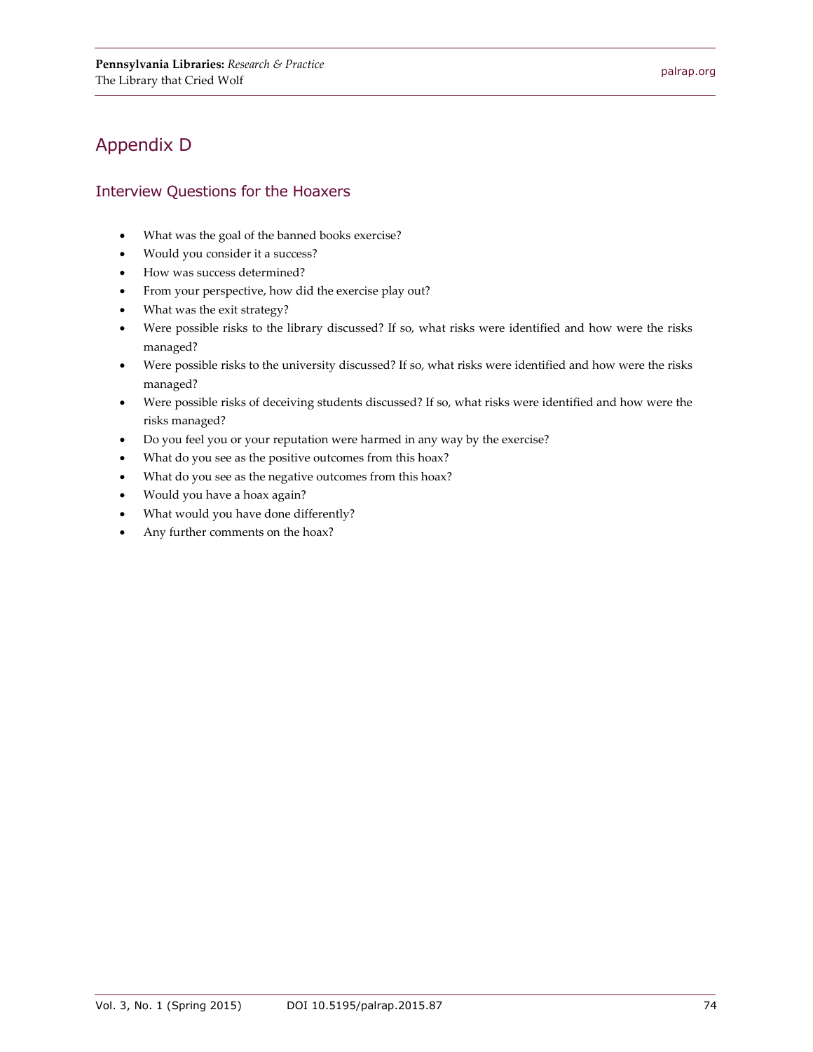## Appendix D

### Interview Questions for the Hoaxers

- What was the goal of the banned books exercise?
- Would you consider it a success?
- How was success determined?
- From your perspective, how did the exercise play out?
- What was the exit strategy?
- Were possible risks to the library discussed? If so, what risks were identified and how were the risks managed?
- Were possible risks to the university discussed? If so, what risks were identified and how were the risks managed?
- Were possible risks of deceiving students discussed? If so, what risks were identified and how were the risks managed?
- Do you feel you or your reputation were harmed in any way by the exercise?
- What do you see as the positive outcomes from this hoax?
- What do you see as the negative outcomes from this hoax?
- Would you have a hoax again?
- What would you have done differently?
- Any further comments on the hoax?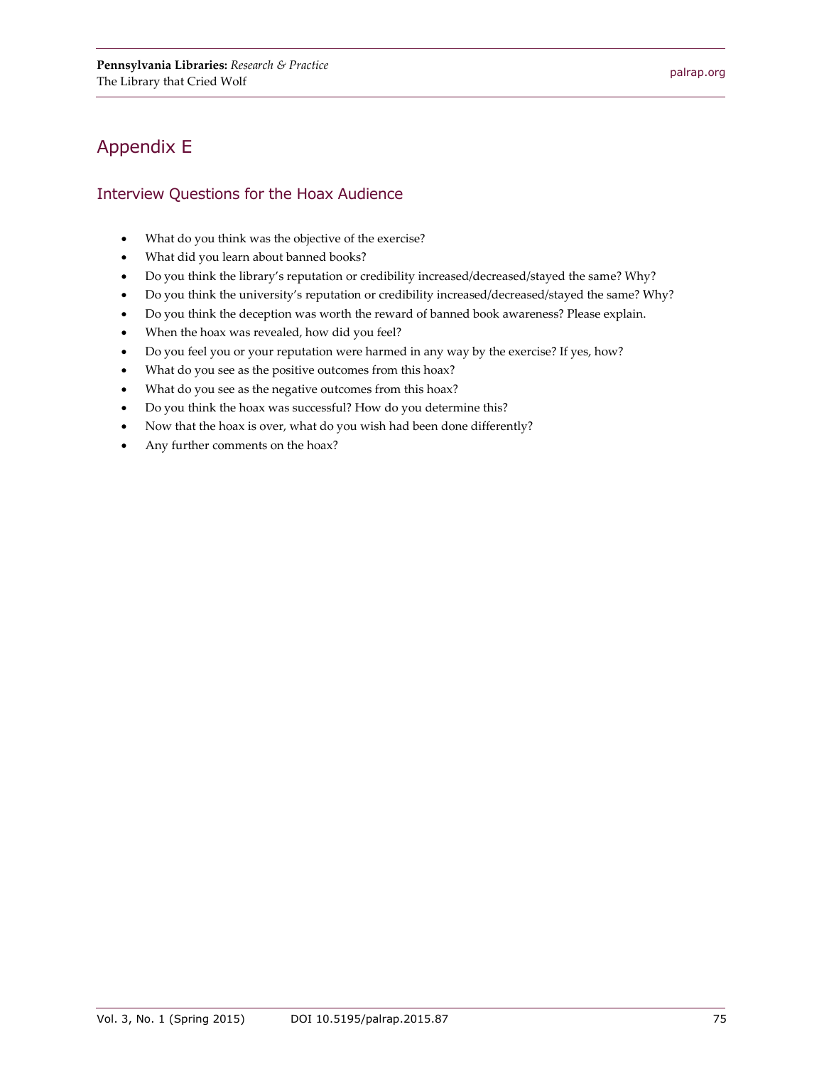## Appendix E

### Interview Questions for the Hoax Audience

- What do you think was the objective of the exercise?
- What did you learn about banned books?
- Do you think the library's reputation or credibility increased/decreased/stayed the same? Why?
- Do you think the university's reputation or credibility increased/decreased/stayed the same? Why?
- Do you think the deception was worth the reward of banned book awareness? Please explain.
- When the hoax was revealed, how did you feel?
- Do you feel you or your reputation were harmed in any way by the exercise? If yes, how?
- What do you see as the positive outcomes from this hoax?
- What do you see as the negative outcomes from this hoax?
- Do you think the hoax was successful? How do you determine this?
- Now that the hoax is over, what do you wish had been done differently?
- Any further comments on the hoax?